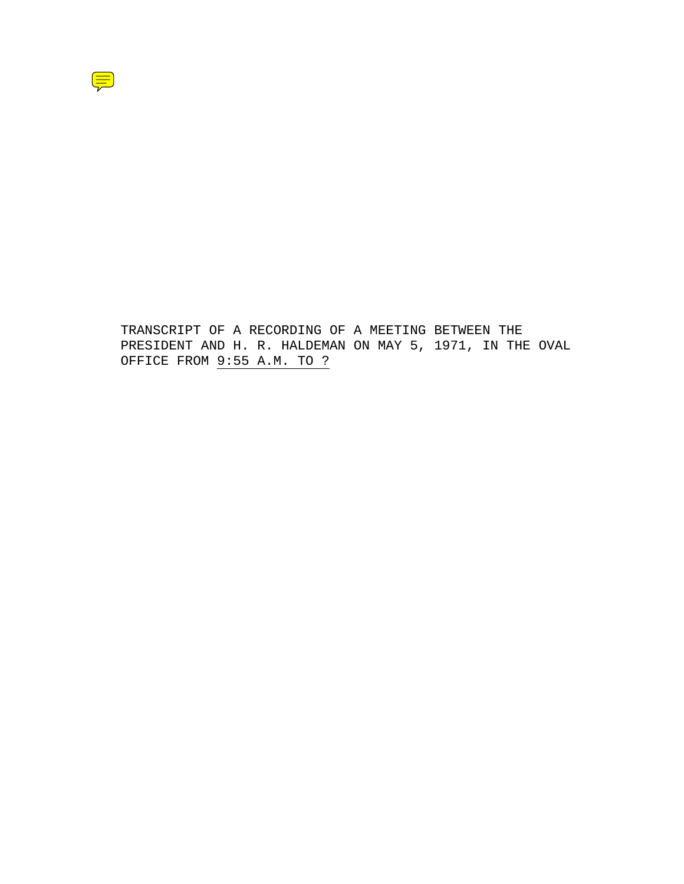TRANSCRIPT OF A RECORDING OF A MEETING BETWEEN THE PRESIDENT AND H. R. HALDEMAN ON MAY 5, 1971, IN THE OVAL OFFICE FROM 9:55 A.M. TO ?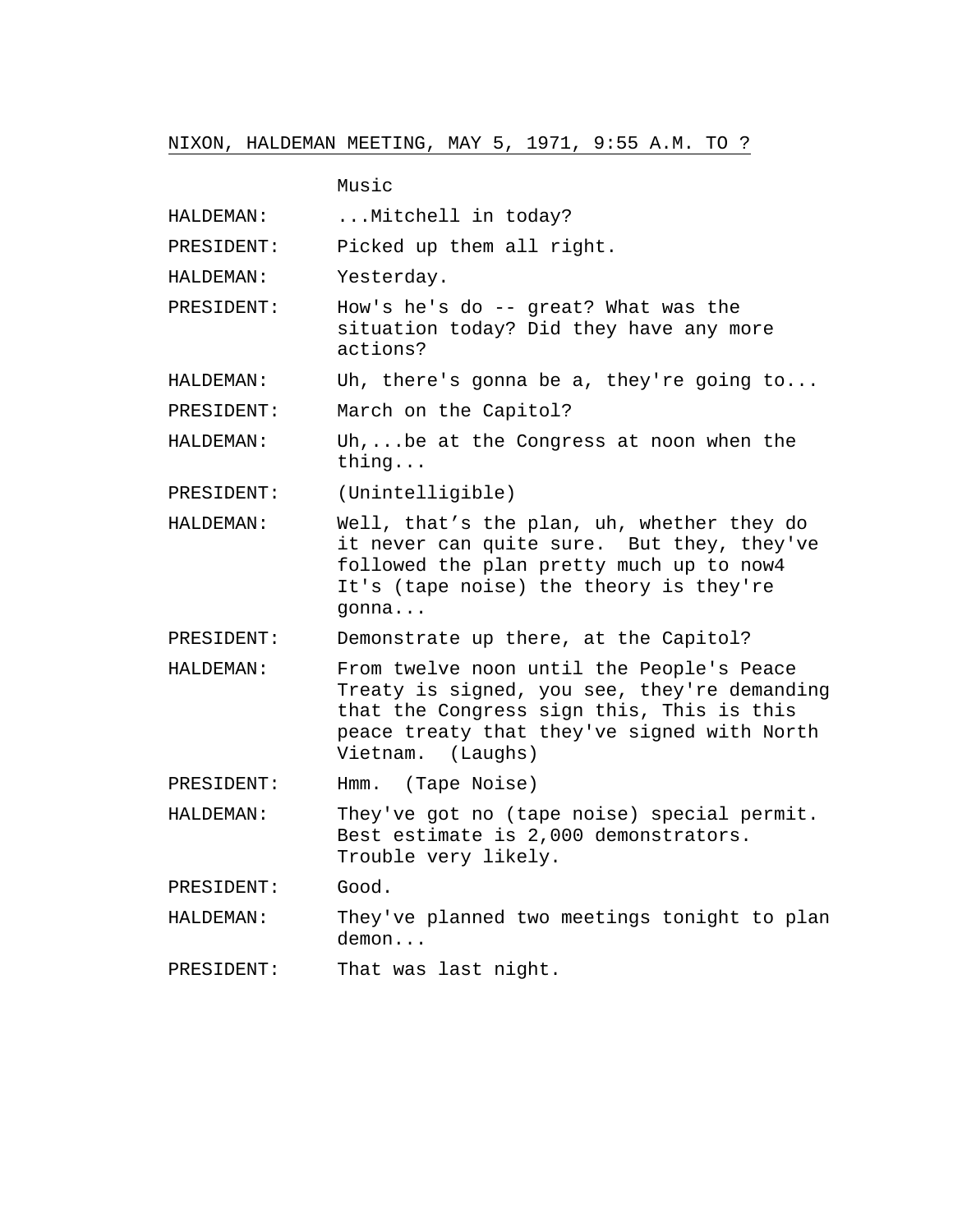NIXON, HALDEMAN MEETING, MAY 5, 1971, 9:55 A.M. TO ?

Music

HALDEMAN: ...Mitchell in today?

PRESIDENT: Picked up them all right.

HALDEMAN: Yesterday.

PRESIDENT: How's he's do -- great? What was the situation today? Did they have any more actions?

HALDEMAN: Uh, there's gonna be a, they're going to...

PRESIDENT: March on the Capitol?

HALDEMAN: Uh,...be at the Congress at noon when the thing...

PRESIDENT: (Unintelligible)

HALDEMAN: Well, that's the plan, uh, whether they do it never can quite sure. But they, they've followed the plan pretty much up to now4 It's (tape noise) the theory is they're gonna...

PRESIDENT: Demonstrate up there, at the Capitol?

HALDEMAN: From twelve noon until the People's Peace Treaty is signed, you see, they're demanding that the Congress sign this, This is this peace treaty that they've signed with North Vietnam. (Laughs)

PRESIDENT: Hmm. (Tape Noise)

HALDEMAN: They've got no (tape noise) special permit. Best estimate is 2,000 demonstrators. Trouble very likely.

PRESIDENT: Good.

HALDEMAN: They've planned two meetings tonight to plan demon...

PRESIDENT: That was last night.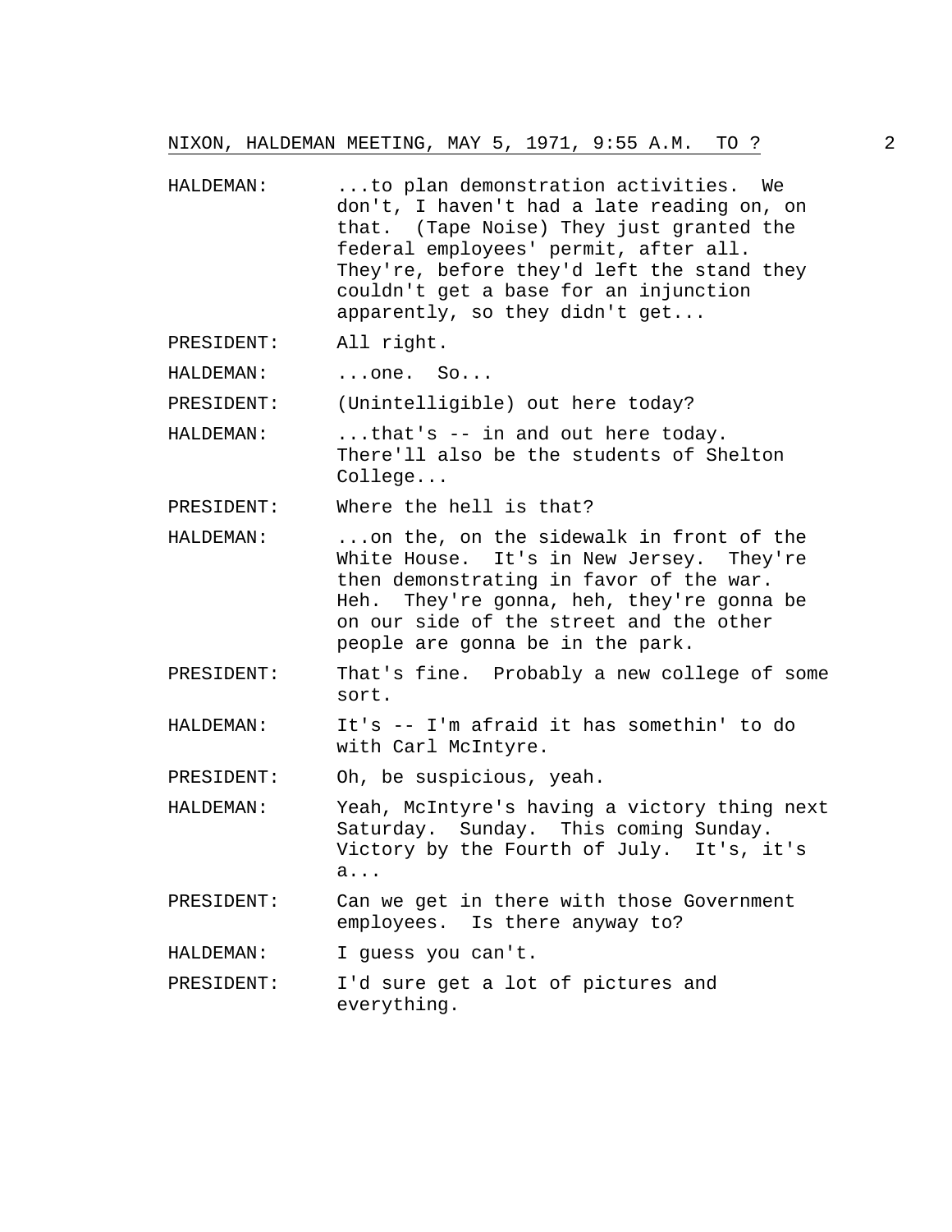HALDEMAN: ...to plan demonstration activities. We don't, I haven't had a late reading on, on that. (Tape Noise) They just granted the federal employees' permit, after all. They're, before they'd left the stand they couldn't get a base for an injunction apparently, so they didn't get...

PRESIDENT: All right.

HALDEMAN: ...one. So...

PRESIDENT: (Unintelligible) out here today?

HALDEMAN: ...that's -- in and out here today. There'll also be the students of Shelton College...

PRESIDENT: Where the hell is that?

HALDEMAN: ...on the, on the sidewalk in front of the White House. It's in New Jersey. They're then demonstrating in favor of the war. Heh. They're gonna, heh, they're gonna be on our side of the street and the other people are gonna be in the park.

PRESIDENT: That's fine. Probably a new college of some sort.

HALDEMAN: It's -- I'm afraid it has somethin' to do with Carl McIntyre.

PRESIDENT: Oh, be suspicious, yeah.

HALDEMAN: Yeah, McIntyre's having a victory thing next Saturday. Sunday. This coming Sunday. Victory by the Fourth of July. It's, it's a...

PRESIDENT: Can we get in there with those Government employees. Is there anyway to?

HALDEMAN: I guess you can't.

PRESIDENT: I'd sure get a lot of pictures and everything.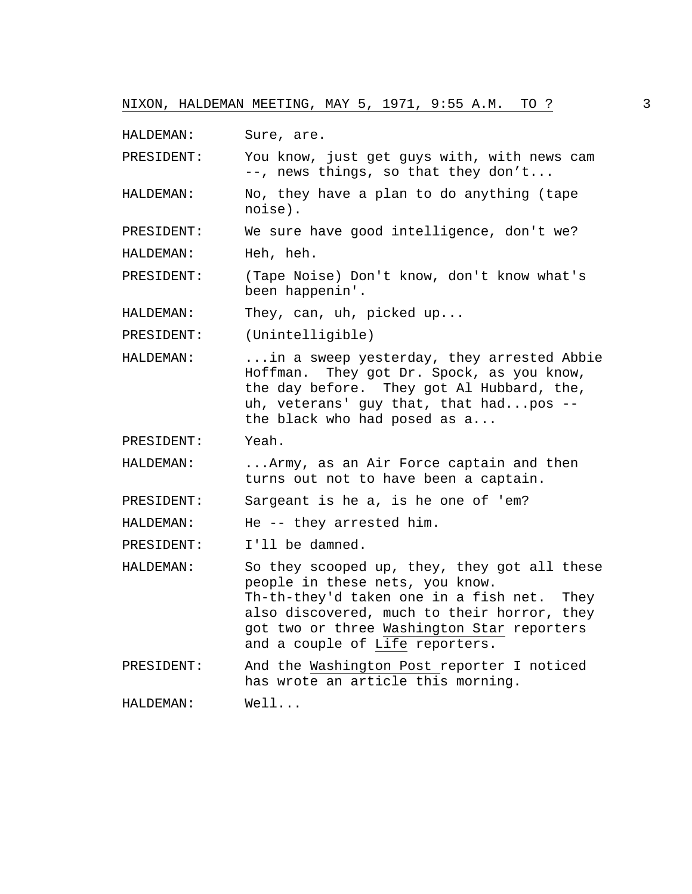HALDEMAN: Sure, are.

PRESIDENT: You know, just get guys with, with news cam --, news things, so that they don't...

HALDEMAN: No, they have a plan to do anything (tape noise).

PRESIDENT: We sure have good intelligence, don't we?

HALDEMAN: Heh, heh.

PRESIDENT: (Tape Noise) Don't know, don't know what's been happenin'.

HALDEMAN: They, can, uh, picked up...

PRESIDENT: (Unintelligible)

HALDEMAN: ...in a sweep yesterday, they arrested Abbie Hoffman. They got Dr. Spock, as you know, the day before. They got Al Hubbard, the, uh, veterans' guy that, that had...pos -- the black who had posed as a...

PRESIDENT: Yeah.

HALDEMAN: ...Army, as an Air Force captain and then turns out not to have been a captain.

PRESIDENT: Sargeant is he a, is he one of 'em?

HALDEMAN: He -- they arrested him.

PRESIDENT: I'll be damned.

HALDEMAN: So they scooped up, they, they got all these people in these nets, you know. Th-th-they'd taken one in a fish net. They also discovered, much to their horror, they got two or three <u>Washington Star</u> reporters and a couple of <u>Life</u> reporters.

PRESIDENT: And the <u>Washington Post</u> reporter I noticed has wrote an article this morning.

HALDEMAN: Well...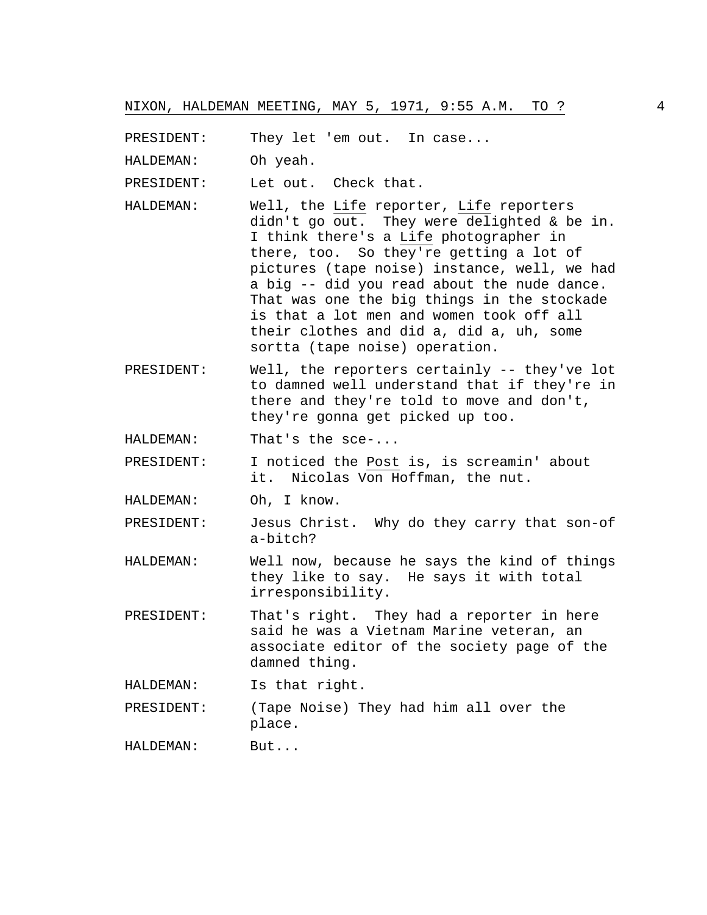PRESIDENT: They let 'em out. In case...

HALDEMAN: Oh yeah.

PRESIDENT: Let out. Check that.

HALDEMAN: Well, the Life reporter, Life reporters didn't go out. They were delighted & be in. I think there's a Life photographer in there, too. So they're getting a lot of pictures (tape noise) instance, well, we had a big -- did you read about the nude dance. That was one the big things in the stockade is that a lot men and women took off all their clothes and did a, did a, uh, some sortta (tape noise) operation.

PRESIDENT: Well, the reporters certainly -- they've lot to damned well understand that if they're in there and they're told to move and don't, they're gonna get picked up too.

HALDEMAN: That's the sce-...

PRESIDENT: I noticed the Post is, is screamin' about it. Nicolas Von Hoffman, the nut.

HALDEMAN: Oh, I know.

PRESIDENT: Jesus Christ. Why do they carry that son-of a-bitch?

HALDEMAN: Well now, because he says the kind of things they like to say. He says it with total irresponsibility.

PRESIDENT: That's right. They had a reporter in here said he was a Vietnam Marine veteran, an associate editor of the society page of the damned thing.

HALDEMAN: Is that right.

PRESIDENT: (Tape Noise) They had him all over the place.

HALDEMAN: But...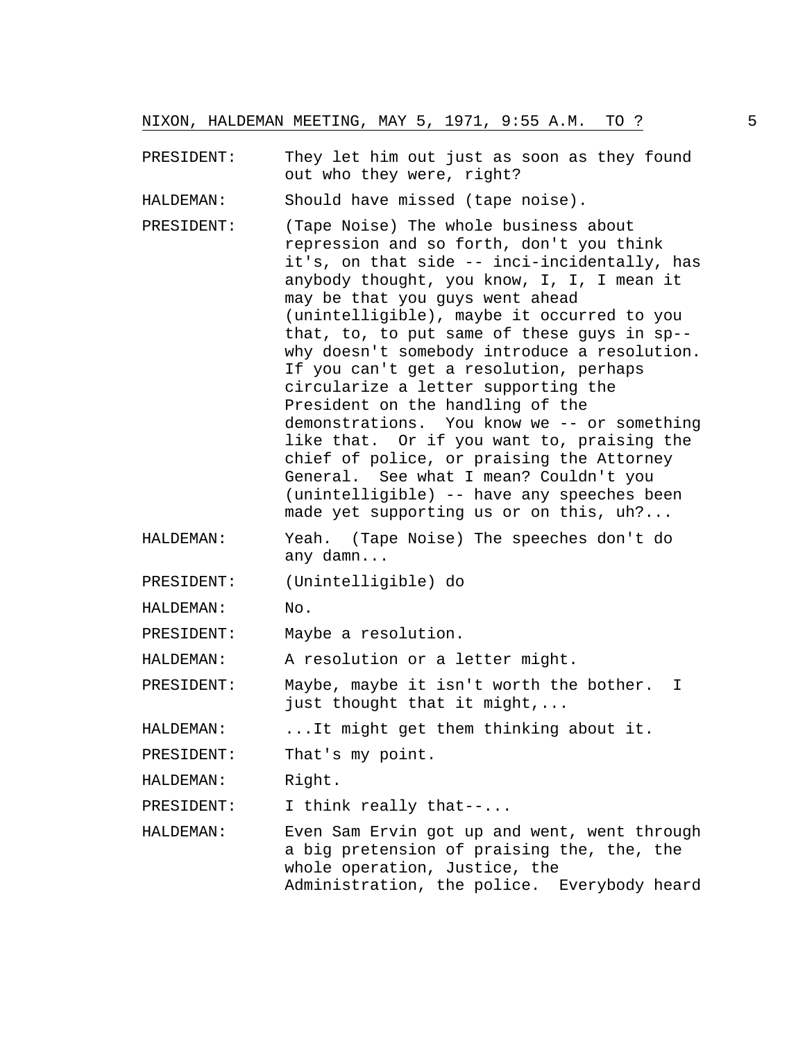PRESIDENT: They let him out just as soon as they found out who they were, right?

HALDEMAN: Should have missed (tape noise).

PRESIDENT: (Tape Noise) The whole business about repression and so forth, don't you think it's, on that side -- inci-incidentally, has anybody thought, you know, I, I, I mean it may be that you guys went ahead (unintelligible), maybe it occurred to you that, to, to put same of these guys in sp-- why doesn't somebody introduce a resolution. If you can't get a resolution, perhaps circularize a letter supporting the President on the handling of the demonstrations. You know we -- or something like that. Or if you want to, praising the chief of police, or praising the Attorney General. See what I mean? Couldn't you (unintelligible) -- have any speeches been made yet supporting us or on this, uh?...

HALDEMAN: Yeah. (Tape Noise) The speeches don't do any damn...

PRESIDENT: (Unintelligible) do

HALDEMAN: No.

PRESIDENT: Maybe a resolution.

HALDEMAN: A resolution or a letter might.

PRESIDENT: Maybe, maybe it isn't worth the bother. I just thought that it might,...

HALDEMAN: ...It might get them thinking about it.

PRESIDENT: That's my point.

HALDEMAN: Right.

PRESIDENT: I think really that--....

HALDEMAN: Even Sam Ervin got up and went, went through a big pretension of praising the, the, the whole operation, Justice, the Administration, the police. Everybody heard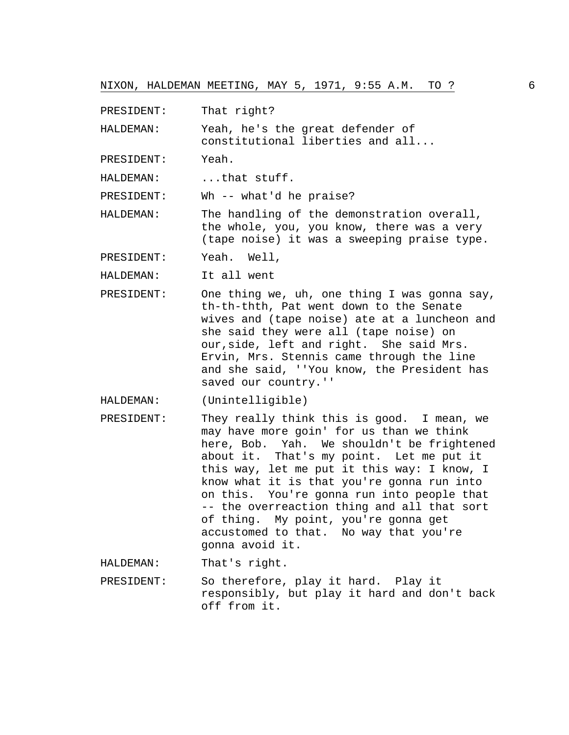PRESIDENT: That right?

HALDEMAN: Yeah, he's the great defender of constitutional liberties and all...

PRESIDENT: Yeah.

HALDEMAN: ...that stuff.

PRESIDENT: Wh -- what'd he praise?

HALDEMAN: The handling of the demonstration overall, the whole, you, you know, there was a very (tape noise) it was a sweeping praise type.

PRESIDENT: Yeah. Well,

HALDEMAN: It all went

PRESIDENT: One thing we, uh, one thing I was gonna say, th-th-thth, Pat went down to the Senate wives and (tape noise) ate at a luncheon and she said they were all (tape noise) on our,side, left and right. She said Mrs. Ervin, Mrs. Stennis came through the line and she said, ''You know, the President has saved our country.''

HALDEMAN: (Unintelligible)

PRESIDENT: They really think this is good. I mean, we may have more goin' for us than we think here, Bob. Yah. We shouldn't be frightened about it. That's my point. Let me put it this way, let me put it this way: I know, I know what it is that you're gonna run into on this. You're gonna run into people that -- the overreaction thing and all that sort of thing. My point, you're gonna get accustomed to that. No way that you're gonna avoid it.

HALDEMAN: That's right.

PRESIDENT: So therefore, play it hard. Play it responsibly, but play it hard and don't back off from it.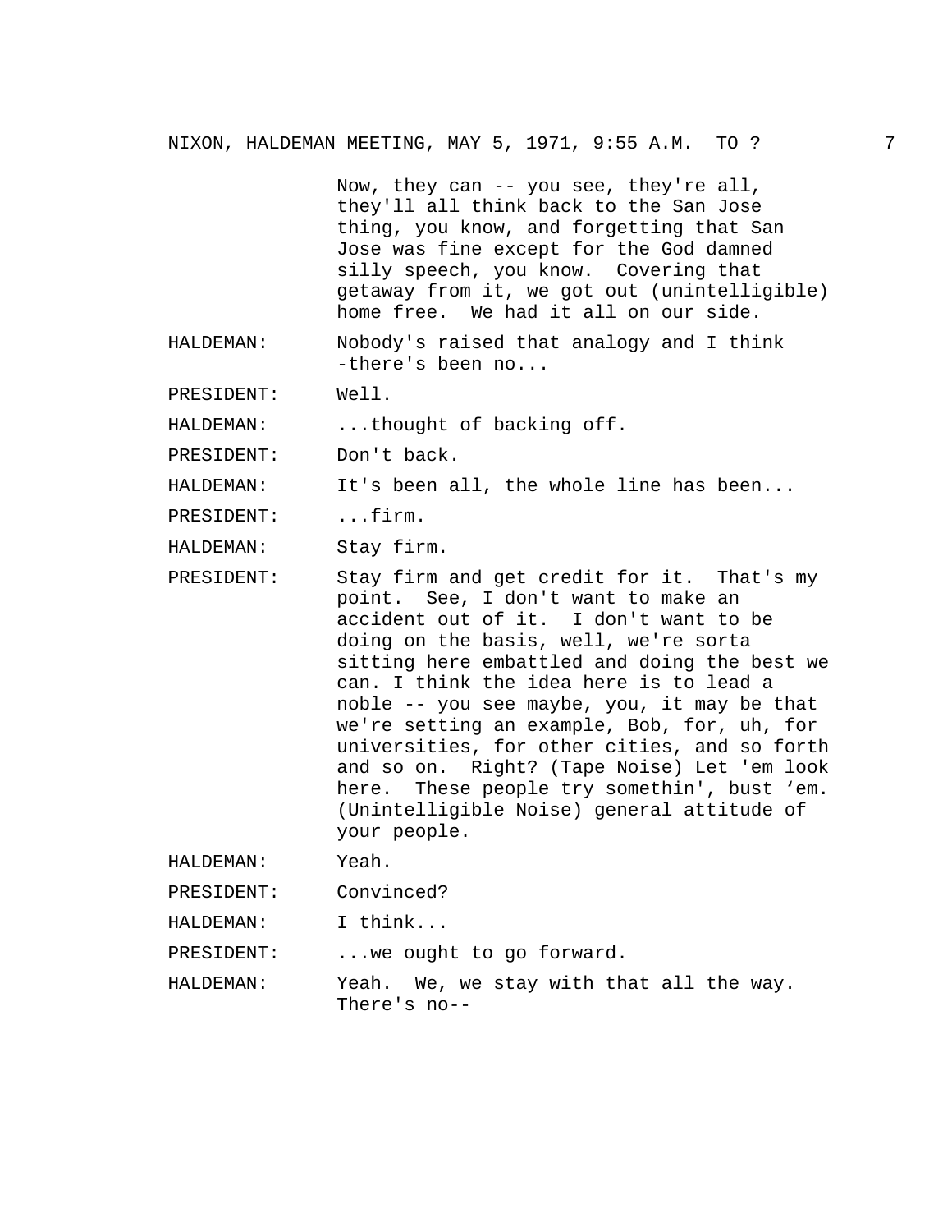Now, they can -- you see, they're all, they'll all think back to the San Jose thing, you know, and forgetting that San Jose was fine except for the God damned silly speech, you know. Covering that getaway from it, we got out (unintelligible) home free. We had it all on our side.

HALDEMAN: Nobody's raised that analogy and I think -there's been no...

PRESIDENT: Well.

HALDEMAN: ...thought of backing off.

PRESIDENT: Don't back.

HALDEMAN: It's been all, the whole line has been...

PRESIDENT: ...firm.

HALDEMAN: Stay firm.

PRESIDENT: Stay firm and get credit for it. That's my point. See, I don't want to make an accident out of it. I don't want to be doing on the basis, well, we're sorta sitting here embattled and doing the best we can. I think the idea here is to lead a noble -- you see maybe, you, it may be that we're setting an example, Bob, for, uh, for universities, for other cities, and so forth and so on. Right? (Tape Noise) Let 'em look here. These people try somethin', bust 'em. (Unintelligible Noise) general attitude of your people.

HALDEMAN: Yeah.

PRESIDENT: Convinced?

HALDEMAN: I think...

PRESIDENT: ...we ought to go forward.

HALDEMAN: Yeah. We, we stay with that all the way. There's no--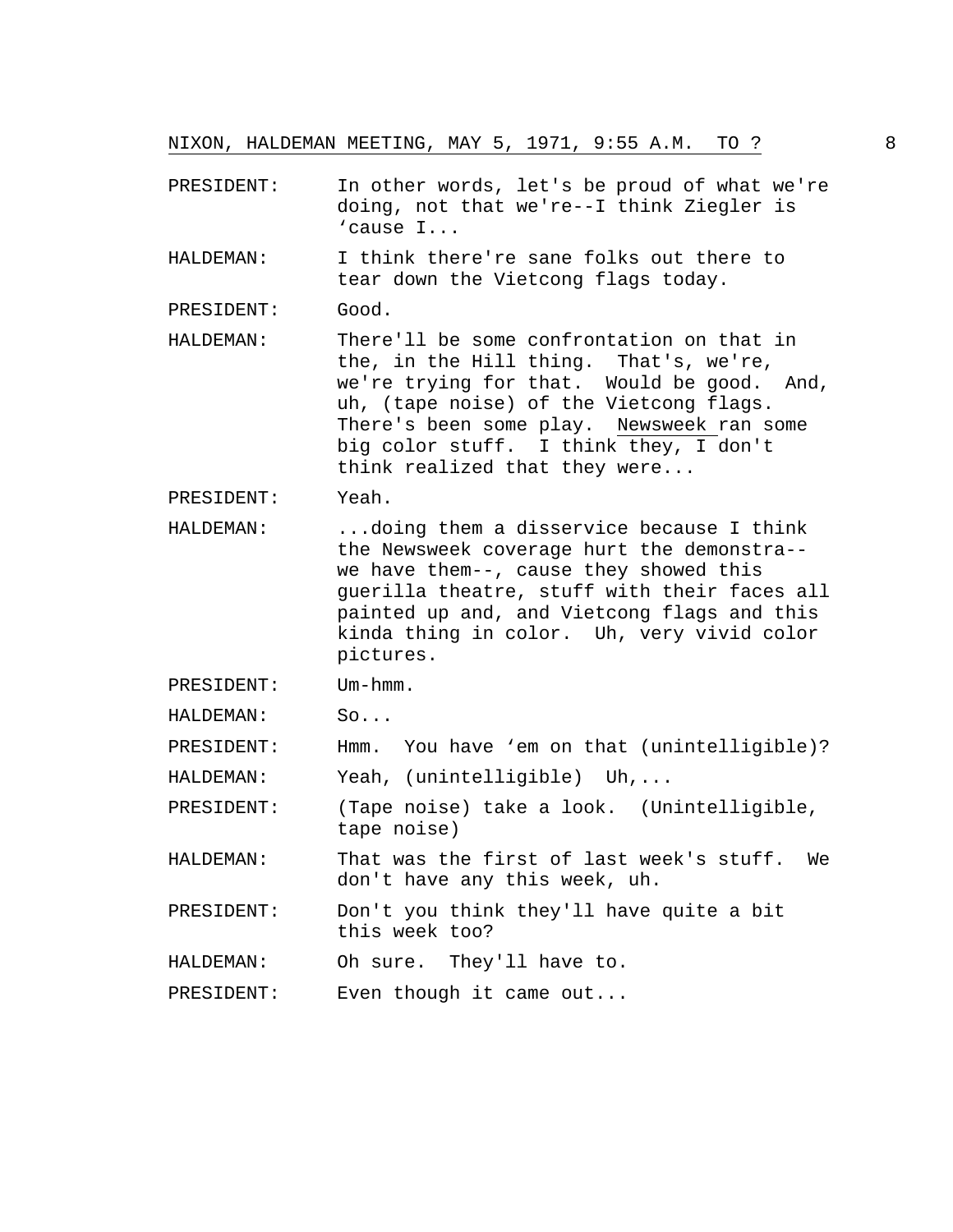PRESIDENT: In other words, let's be proud of what we're doing, not that we're--I think Ziegler is 'cause I...

HALDEMAN: I think there're sane folks out there to tear down the Vietcong flags today.

PRESIDENT: Good.

HALDEMAN: There'll be some confrontation on that in the, in the Hill thing. That's, we're, we're trying for that. Would be good. And, uh, (tape noise) of the Vietcong flags. There's been some play. Newsweek ran some big color stuff. I think they, I don't think realized that they were...

PRESIDENT: Yeah.

HALDEMAN: ...doing them a disservice because I think the Newsweek coverage hurt the demonstra-- we have them--, cause they showed this guerilla theatre, stuff with their faces all painted up and, and Vietcong flags and this kinda thing in color. Uh, very vivid color pictures.

PRESIDENT: Um-hmm.

HALDEMAN: So...

PRESIDENT: Hmm. You have 'em on that (unintelligible)?

HALDEMAN: Yeah, (unintelligible) Uh,...

PRESIDENT: (Tape noise) take a look. (Unintelligible, tape noise)

HALDEMAN: That was the first of last week's stuff. We don't have any this week, uh.

PRESIDENT: Don't you think they'll have quite a bit this week too?

HALDEMAN: Oh sure. They'll have to.

PRESIDENT: Even though it came out...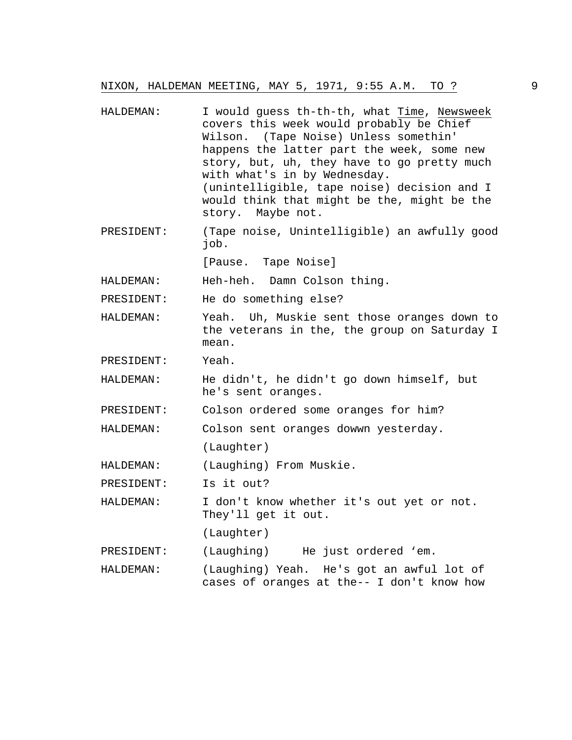HALDEMAN: I would guess th-th-th, what _Time_, _Newsweek_ covers this week would probably be Chief Wilson. (Tape Noise) Unless somethin' happens the latter part the week, some new story, but, uh, they have to go pretty much with what's in by Wednesday. (unintelligible, tape noise) decision and I would think that might be the, might be the story. Maybe not.

PRESIDENT: (Tape noise, Unintelligible) an awfully good job.

[Pause. Tape Noise]

HALDEMAN: Heh-heh. Damn Colson thing.

PRESIDENT: He do something else?

HALDEMAN: Yeah. Uh, Muskie sent those oranges down to the veterans in the, the group on Saturday I mean.

PRESIDENT: Yeah.

HALDEMAN: He didn't, he didn't go down himself, but he's sent oranges.

PRESIDENT: Colson ordered some oranges for him?

HALDEMAN: Colson sent oranges dowwn yesterday.

(Laughter)

HALDEMAN: (Laughing) From Muskie.

PRESIDENT: Is it out?

HALDEMAN: I don't know whether it's out yet or not. They'll get it out.

(Laughter)

PRESIDENT: (Laughing) He just ordered 'em.

HALDEMAN: (Laughing) Yeah. He's got an awful lot of cases of oranges at the-- I don't know how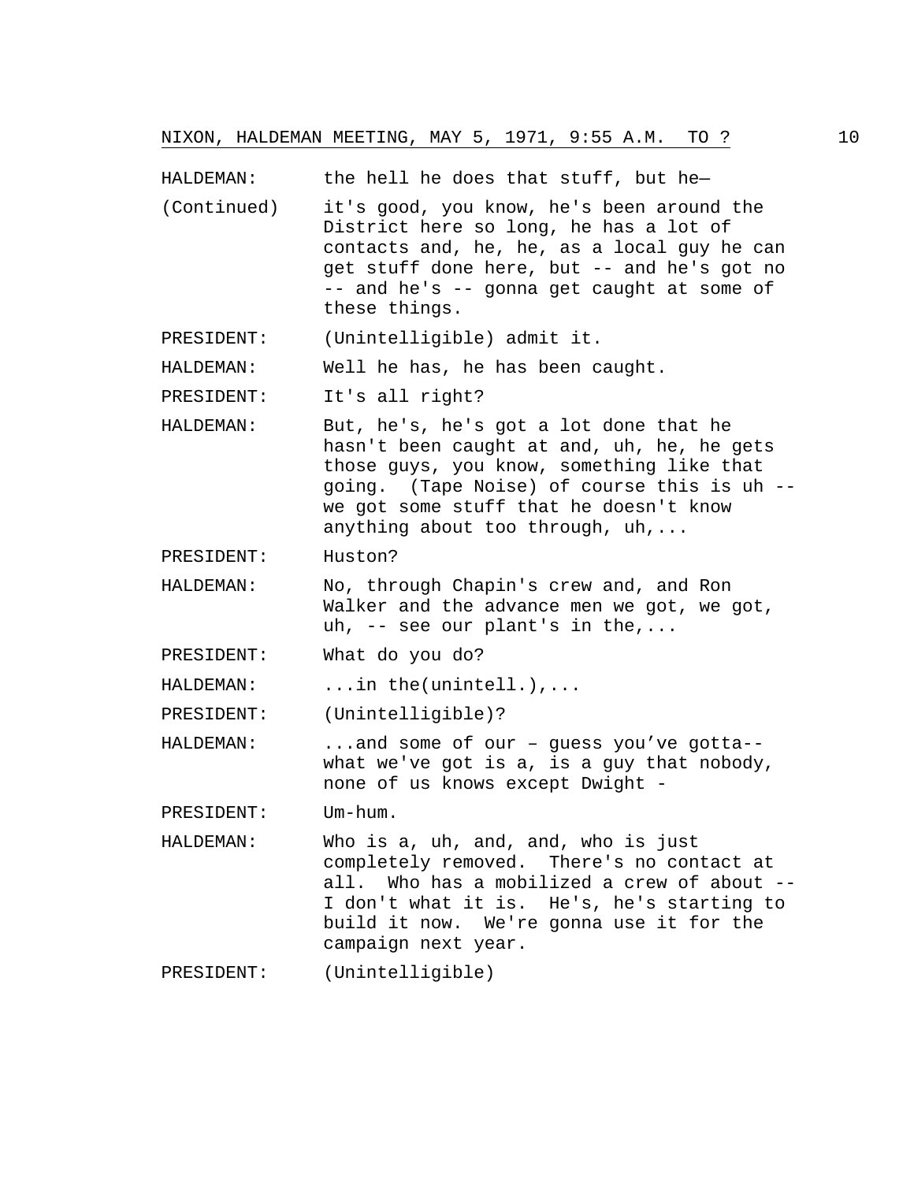HALDEMAN: the hell he does that stuff, but he—

(Continued) it's good, you know, he's been around the District here so long, he has a lot of contacts and, he, he, as a local guy he can get stuff done here, but -- and he's got no -- and he's -- gonna get caught at some of these things.

PRESIDENT: (Unintelligible) admit it.

HALDEMAN: Well he has, he has been caught.

PRESIDENT: It's all right?

HALDEMAN: But, he's, he's got a lot done that he hasn't been caught at and, uh, he, he gets those guys, you know, something like that going. (Tape Noise) of course this is uh -- we got some stuff that he doesn't know anything about too through, uh,...

PRESIDENT: Huston?

HALDEMAN: No, through Chapin's crew and, and Ron Walker and the advance men we got, we got, uh, -- see our plant's in the,...

PRESIDENT: What do you do?

HALDEMAN: ...in the(unintell.),...

PRESIDENT: (Unintelligible)?

HALDEMAN: ...and some of our – guess you've gotta-- what we've got is a, is a guy that nobody, none of us knows except Dwight -

PRESIDENT: Um-hum.

HALDEMAN: Who is a, uh, and, and, who is just completely removed. There's no contact at all. Who has a mobilized a crew of about -- I don't what it is. He's, he's starting to build it now. We're gonna use it for the campaign next year.

PRESIDENT: (Unintelligible)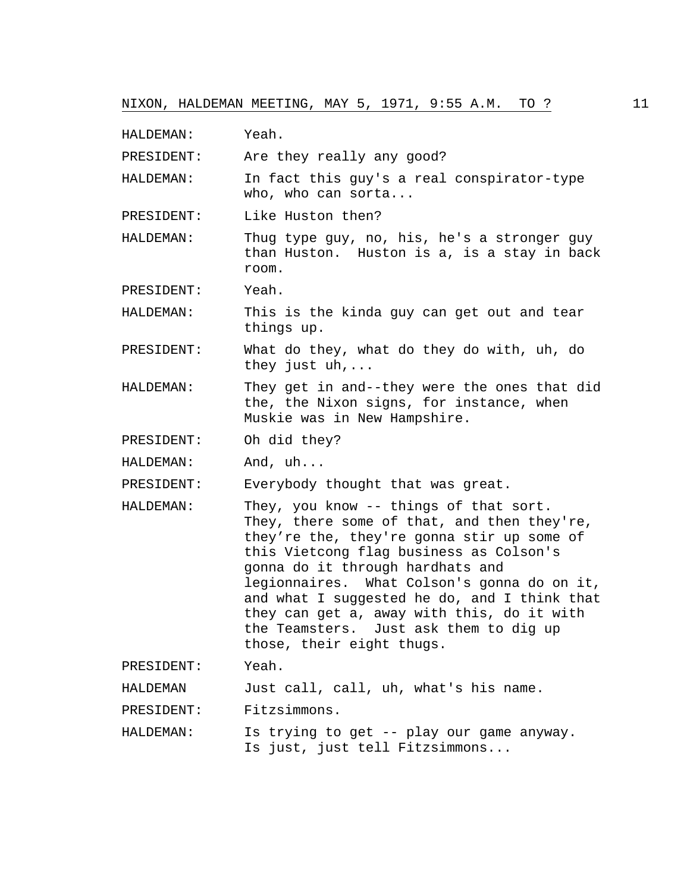HALDEMAN: Yeah.

PRESIDENT: Are they really any good?

HALDEMAN: In fact this guy's a real conspirator-type who, who can sorta...

PRESIDENT: Like Huston then?

HALDEMAN: Thug type guy, no, his, he's a stronger guy than Huston. Huston is a, is a stay in back room.

PRESIDENT: Yeah.

HALDEMAN: This is the kinda guy can get out and tear things up.

PRESIDENT: What do they, what do they do with, uh, do they just uh,...

HALDEMAN: They get in and--they were the ones that did the, the Nixon signs, for instance, when Muskie was in New Hampshire.

PRESIDENT: Oh did they?

HALDEMAN: And, uh...

PRESIDENT: Everybody thought that was great.

HALDEMAN: They, you know -- things of that sort. They, there some of that, and then they're, they're the, they're gonna stir up some of this Vietcong flag business as Colson's gonna do it through hardhats and legionnaires. What Colson's gonna do on it, and what I suggested he do, and I think that they can get a, away with this, do it with the Teamsters. Just ask them to dig up those, their eight thugs.

PRESIDENT: Yeah.

HALDEMAN Just call, call, uh, what's his name.

PRESIDENT: Fitzsimmons.

HALDEMAN: Is trying to get -- play our game anyway. Is just, just tell Fitzsimmons...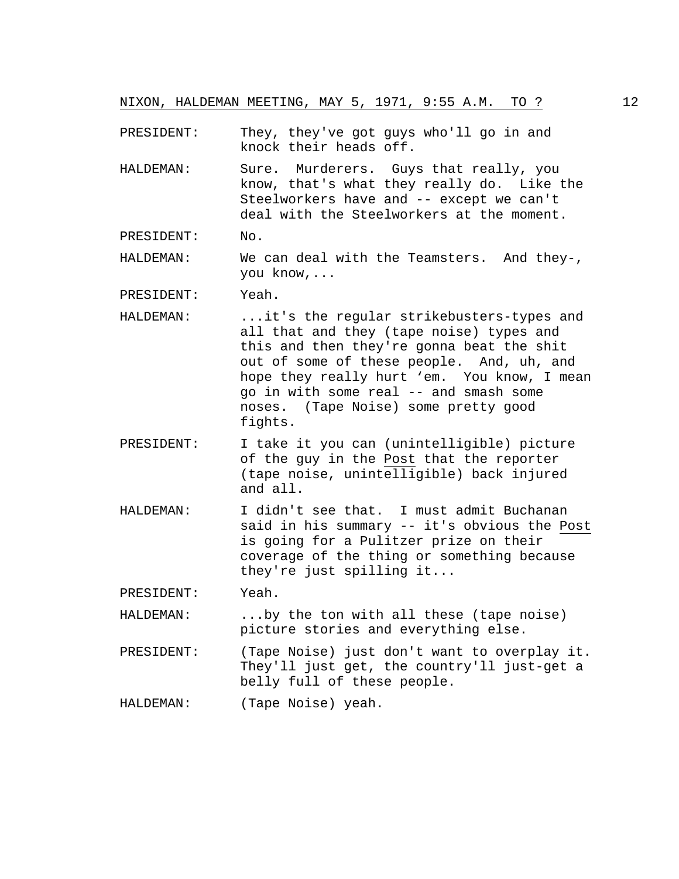PRESIDENT: They, they've got guys who'll go in and knock their heads off.

HALDEMAN: Sure. Murderers. Guys that really, you know, that's what they really do. Like the Steelworkers have and -- except we can't deal with the Steelworkers at the moment.

PRESIDENT: No.

HALDEMAN: We can deal with the Teamsters. And they-, you know,...

PRESIDENT: Yeah.

HALDEMAN: ...it's the regular strikebusters-types and all that and they (tape noise) types and this and then they're gonna beat the shit out of some of these people. And, uh, and hope they really hurt 'em. You know, I mean go in with some real -- and smash some noses. (Tape Noise) some pretty good fights.

PRESIDENT: I take it you can (unintelligible) picture of the guy in the Post that the reporter (tape noise, unintelligible) back injured and all.

HALDEMAN: I didn't see that. I must admit Buchanan said in his summary -- it's obvious the Post is going for a Pulitzer prize on their coverage of the thing or something because they're just spilling it...

PRESIDENT: Yeah.

HALDEMAN: ...by the ton with all these (tape noise) picture stories and everything else.

PRESIDENT: (Tape Noise) just don't want to overplay it. They'll just get, the country'll just-get a belly full of these people.

HALDEMAN: (Tape Noise) yeah.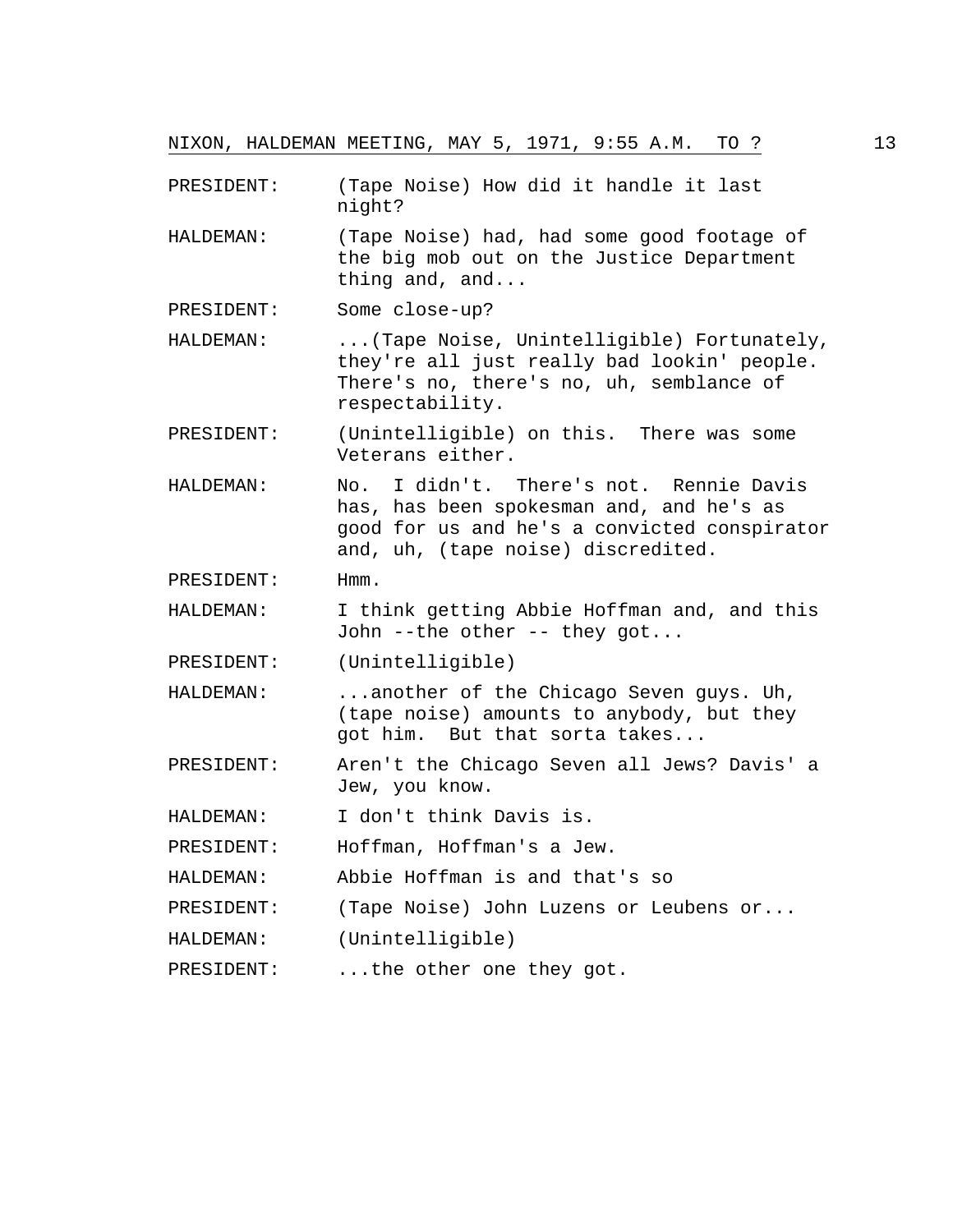PRESIDENT: (Tape Noise) How did it handle it last night?

HALDEMAN: (Tape Noise) had, had some good footage of the big mob out on the Justice Department thing and, and...

PRESIDENT: Some close-up?

HALDEMAN: ...(Tape Noise, Unintelligible) Fortunately, they're all just really bad lookin' people. There's no, there's no, uh, semblance of respectability.

PRESIDENT: (Unintelligible) on this. There was some Veterans either.

HALDEMAN: No. I didn't. There's not. Rennie Davis has, has been spokesman and, and he's as good for us and he's a convicted conspirator and, uh, (tape noise) discredited.

PRESIDENT: Hmm.

HALDEMAN: I think getting Abbie Hoffman and, and this John --the other -- they got...

PRESIDENT: (Unintelligible)

HALDEMAN: ...another of the Chicago Seven guys. Uh, (tape noise) amounts to anybody, but they got him. But that sorta takes...

PRESIDENT: Aren't the Chicago Seven all Jews? Davis' a Jew, you know.

HALDEMAN: I don't think Davis is.

PRESIDENT: Hoffman, Hoffman's a Jew.

HALDEMAN: Abbie Hoffman is and that's so

PRESIDENT: (Tape Noise) John Luzens or Leubens or...

HALDEMAN: (Unintelligible)

PRESIDENT: ...the other one they got.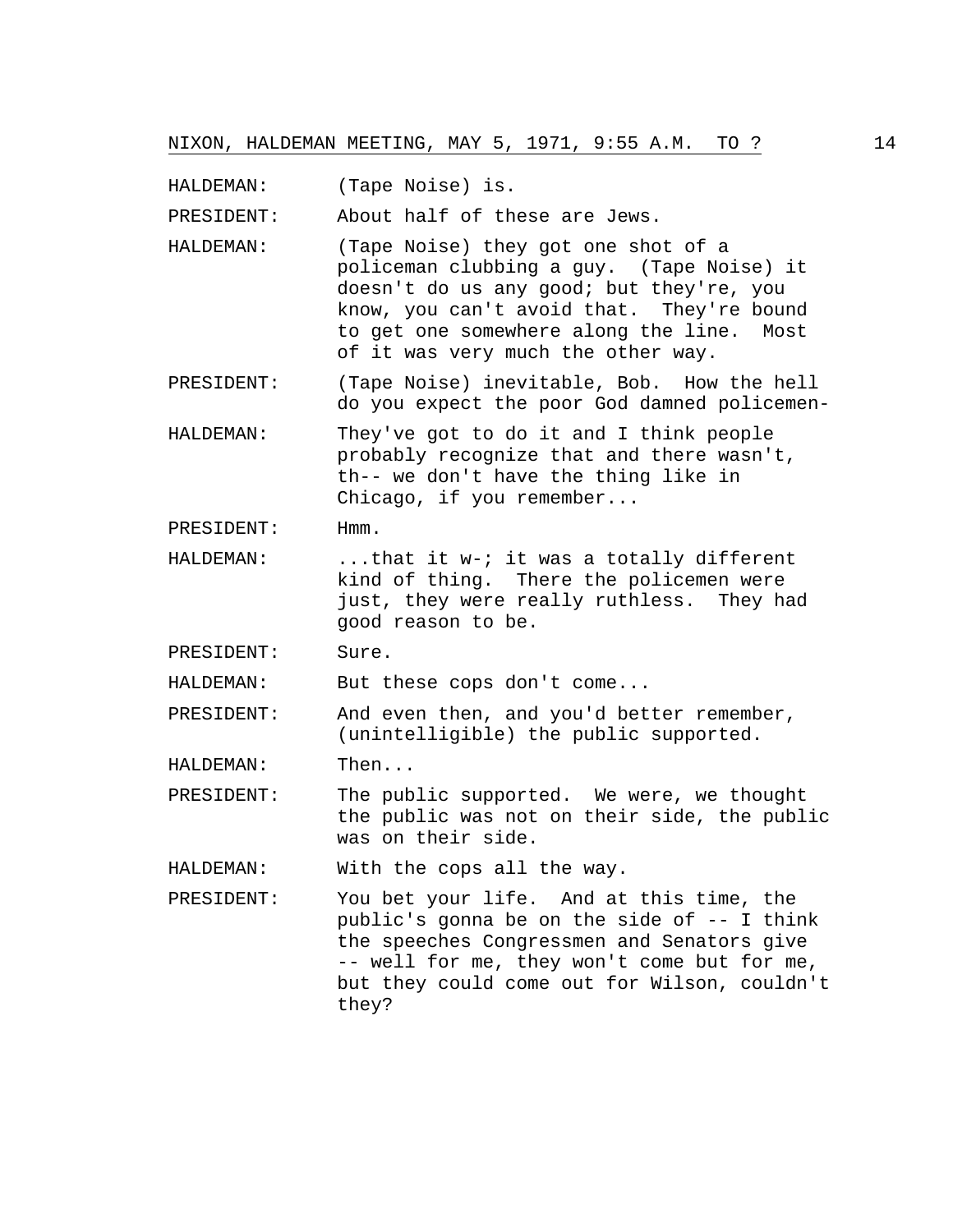HALDEMAN: (Tape Noise) is.

PRESIDENT: About half of these are Jews.

HALDEMAN: (Tape Noise) they got one shot of a policeman clubbing a guy. (Tape Noise) it doesn't do us any good; but they're, you know, you can't avoid that. They're bound to get one somewhere along the line. Most of it was very much the other way.

PRESIDENT: (Tape Noise) inevitable, Bob. How the hell do you expect the poor God damned policemen-

HALDEMAN: They've got to do it and I think people probably recognize that and there wasn't, th-- we don't have the thing like in Chicago, if you remember...

PRESIDENT: Hmm.

HALDEMAN: ...that it w-; it was a totally different kind of thing. There the policemen were just, they were really ruthless. They had good reason to be.

PRESIDENT: Sure.

HALDEMAN: But these cops don't come...

PRESIDENT: And even then, and you'd better remember, (unintelligible) the public supported.

HALDEMAN: Then...

PRESIDENT: The public supported. We were, we thought the public was not on their side, the public was on their side.

HALDEMAN: With the cops all the way.

PRESIDENT: You bet your life. And at this time, the public's gonna be on the side of -- I think the speeches Congressmen and Senators give -- well for me, they won't come but for me, but they could come out for Wilson, couldn't they?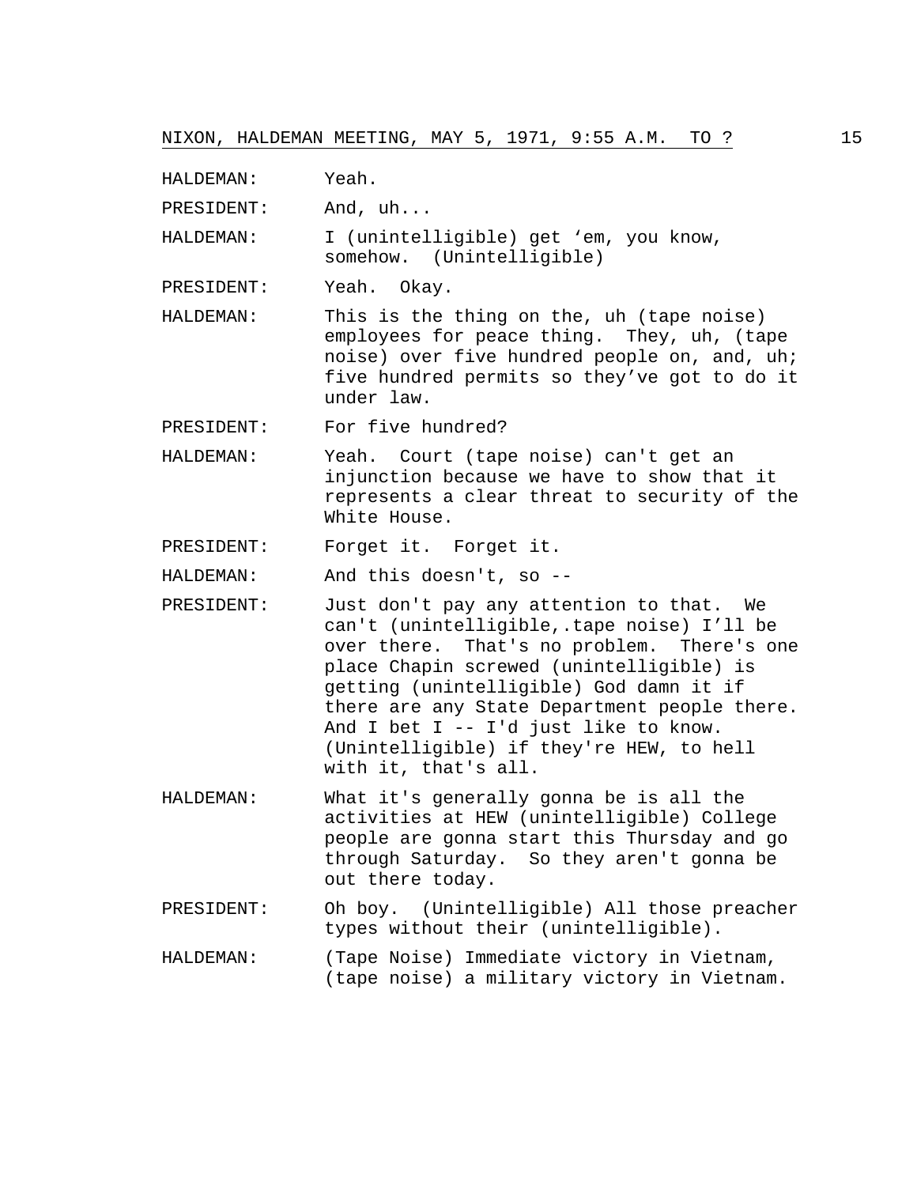HALDEMAN: Yeah.

PRESIDENT: And, uh...

HALDEMAN: I (unintelligible) get 'em, you know, somehow. (Unintelligible)

PRESIDENT: Yeah. Okay.

HALDEMAN: This is the thing on the, uh (tape noise) employees for peace thing. They, uh, (tape noise) over five hundred people on, and, uh; five hundred permits so they've got to do it under law.

PRESIDENT: For five hundred?

HALDEMAN: Yeah. Court (tape noise) can't get an injunction because we have to show that it represents a clear threat to security of the White House.

PRESIDENT: Forget it. Forget it.

HALDEMAN: And this doesn't, so --

PRESIDENT: Just don't pay any attention to that. We can't (unintelligible,.tape noise) I'll be over there. That's no problem. There's one place Chapin screwed (unintelligible) is getting (unintelligible) God damn it if there are any State Department people there. And I bet I -- I'd just like to know. (Unintelligible) if they're HEW, to hell with it, that's all.

HALDEMAN: What it's generally gonna be is all the activities at HEW (unintelligible) College people are gonna start this Thursday and go through Saturday. So they aren't gonna be out there today.

PRESIDENT: Oh boy. (Unintelligible) All those preacher types without their (unintelligible).

HALDEMAN: (Tape Noise) Immediate victory in Vietnam, (tape noise) a military victory in Vietnam.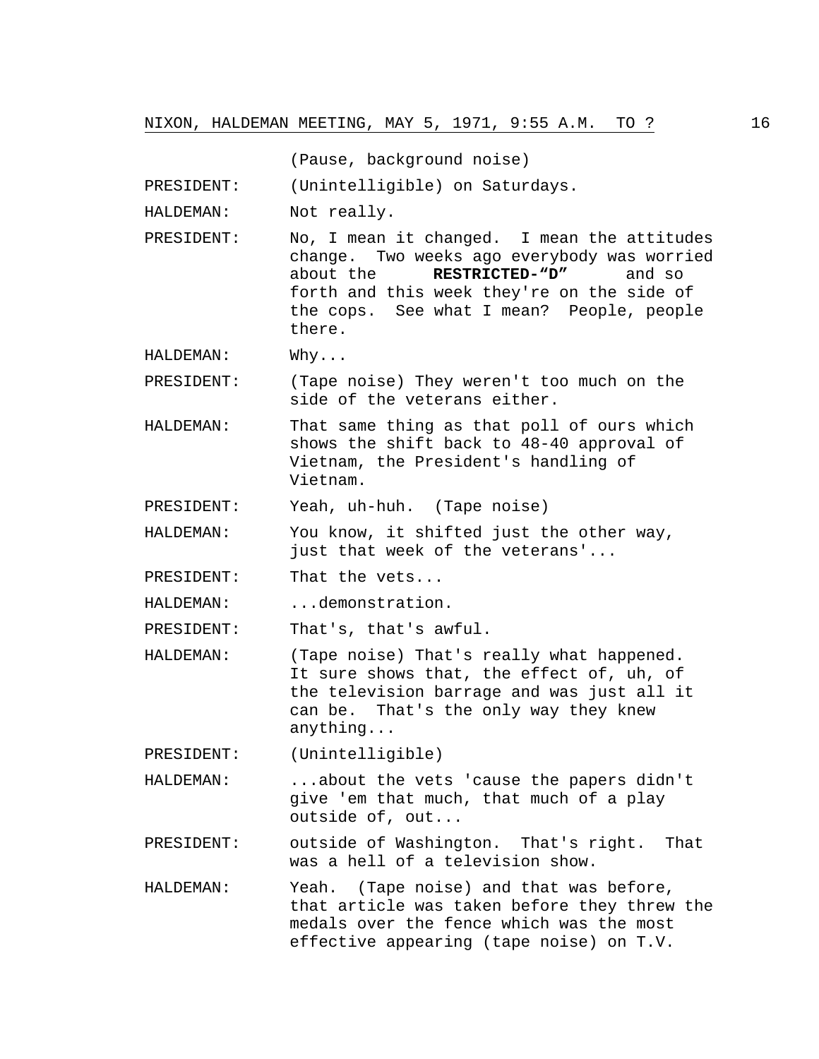(Pause, background noise)

PRESIDENT: (Unintelligible) on Saturdays.

HALDEMAN: Not really.

PRESIDENT: No, I mean it changed. I mean the attitudes change. Two weeks ago everybody was worried about the **RESTRICTED-"D"** and so forth and this week they're on the side of the cops. See what I mean? People, people there.

HALDEMAN: Why...

PRESIDENT: (Tape noise) They weren't too much on the side of the veterans either.

HALDEMAN: That same thing as that poll of ours which shows the shift back to 48-40 approval of Vietnam, the President's handling of Vietnam.

PRESIDENT: Yeah, uh-huh. (Tape noise)

HALDEMAN: You know, it shifted just the other way, just that week of the veterans'...

PRESIDENT: That the vets...

HALDEMAN: ...demonstration.

PRESIDENT: That's, that's awful.

HALDEMAN: (Tape noise) That's really what happened. It sure shows that, the effect of, uh, of the television barrage and was just all it can be. That's the only way they knew anything...

PRESIDENT: (Unintelligible)

HALDEMAN: ...about the vets 'cause the papers didn't give 'em that much, that much of a play outside of, out...

PRESIDENT: outside of Washington. That's right. That was a hell of a television show.

HALDEMAN: Yeah. (Tape noise) and that was before, that article was taken before they threw the medals over the fence which was the most effective appearing (tape noise) on T.V.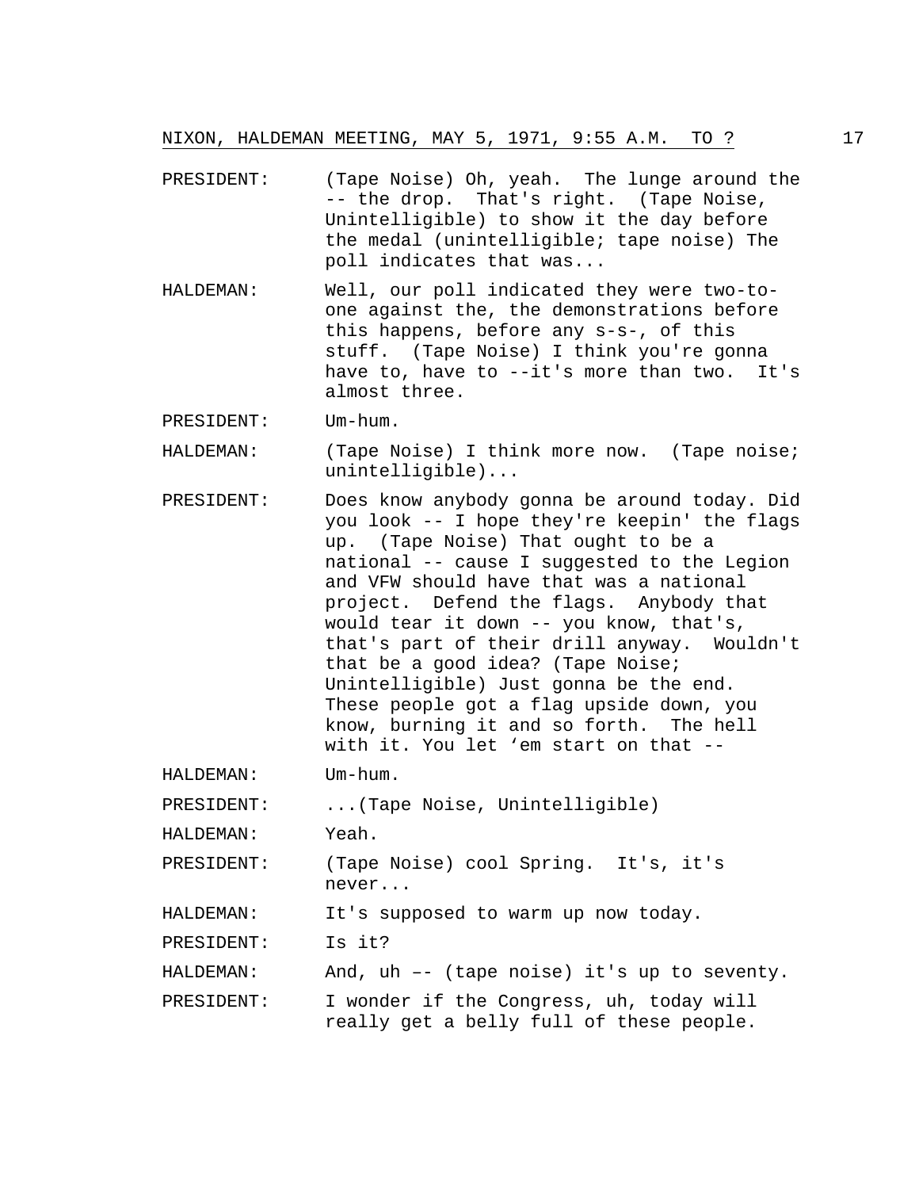PRESIDENT: (Tape Noise) Oh, yeah. The lunge around the -- the drop. That's right. (Tape Noise, Unintelligible) to show it the day before the medal (unintelligible; tape noise) The poll indicates that was...

HALDEMAN: Well, our poll indicated they were two-to-one against the, the demonstrations before this happens, before any s-s-, of this stuff. (Tape Noise) I think you're gonna have to, have to --it's more than two. It's almost three.

PRESIDENT: Um-hum.

HALDEMAN: (Tape Noise) I think more now. (Tape noise; unintelligible)...

PRESIDENT: Does know anybody gonna be around today. Did you look -- I hope they're keepin' the flags up. (Tape Noise) That ought to be a national -- cause I suggested to the Legion and VFW should have that was a national project. Defend the flags. Anybody that would tear it down -- you know, that's, that's part of their drill anyway. Wouldn't that be a good idea? (Tape Noise; Unintelligible) Just gonna be the end. These people got a flag upside down, you know, burning it and so forth. The hell with it. You let 'em start on that --

HALDEMAN: Um-hum.

PRESIDENT: ...(Tape Noise, Unintelligible)

HALDEMAN: Yeah.

PRESIDENT: (Tape Noise) cool Spring. It's, it's never...

HALDEMAN: It's supposed to warm up now today.

PRESIDENT: Is it?

HALDEMAN: And, uh –- (tape noise) it's up to seventy.

PRESIDENT: I wonder if the Congress, uh, today will really get a belly full of these people.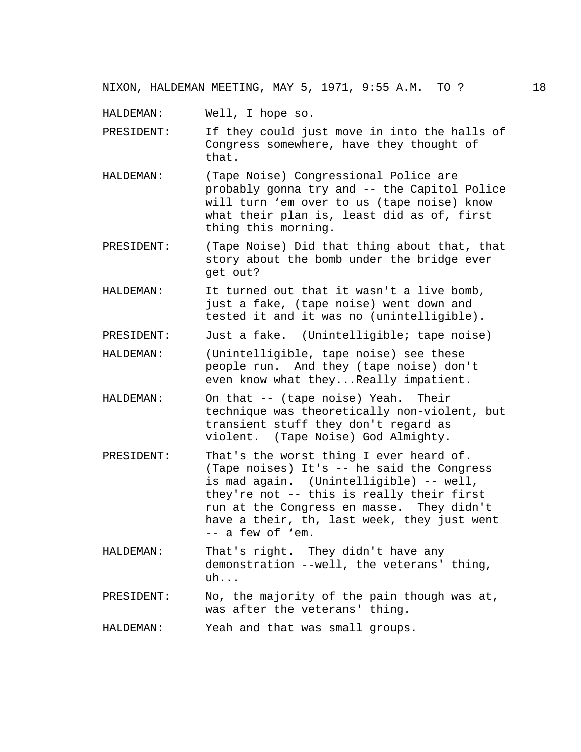HALDEMAN: Well, I hope so.

PRESIDENT: If they could just move in into the halls of Congress somewhere, have they thought of that.

HALDEMAN: (Tape Noise) Congressional Police are probably gonna try and -- the Capitol Police will turn 'em over to us (tape noise) know what their plan is, least did as of, first thing this morning.

PRESIDENT: (Tape Noise) Did that thing about that, that story about the bomb under the bridge ever get out?

HALDEMAN: It turned out that it wasn't a live bomb, just a fake, (tape noise) went down and tested it and it was no (unintelligible).

PRESIDENT: Just a fake. (Unintelligible; tape noise)

HALDEMAN: (Unintelligible, tape noise) see these people run. And they (tape noise) don't even know what they...Really impatient.

HALDEMAN: On that -- (tape noise) Yeah. Their technique was theoretically non-violent, but transient stuff they don't regard as violent. (Tape Noise) God Almighty.

PRESIDENT: That's the worst thing I ever heard of. (Tape noises) It's -- he said the Congress is mad again. (Unintelligible) -- well, they're not -- this is really their first run at the Congress en masse. They didn't have a their, th, last week, they just went -- a few of 'em.

HALDEMAN: That's right. They didn't have any demonstration --well, the veterans' thing, uh...

PRESIDENT: No, the majority of the pain though was at, was after the veterans' thing.

HALDEMAN: Yeah and that was small groups.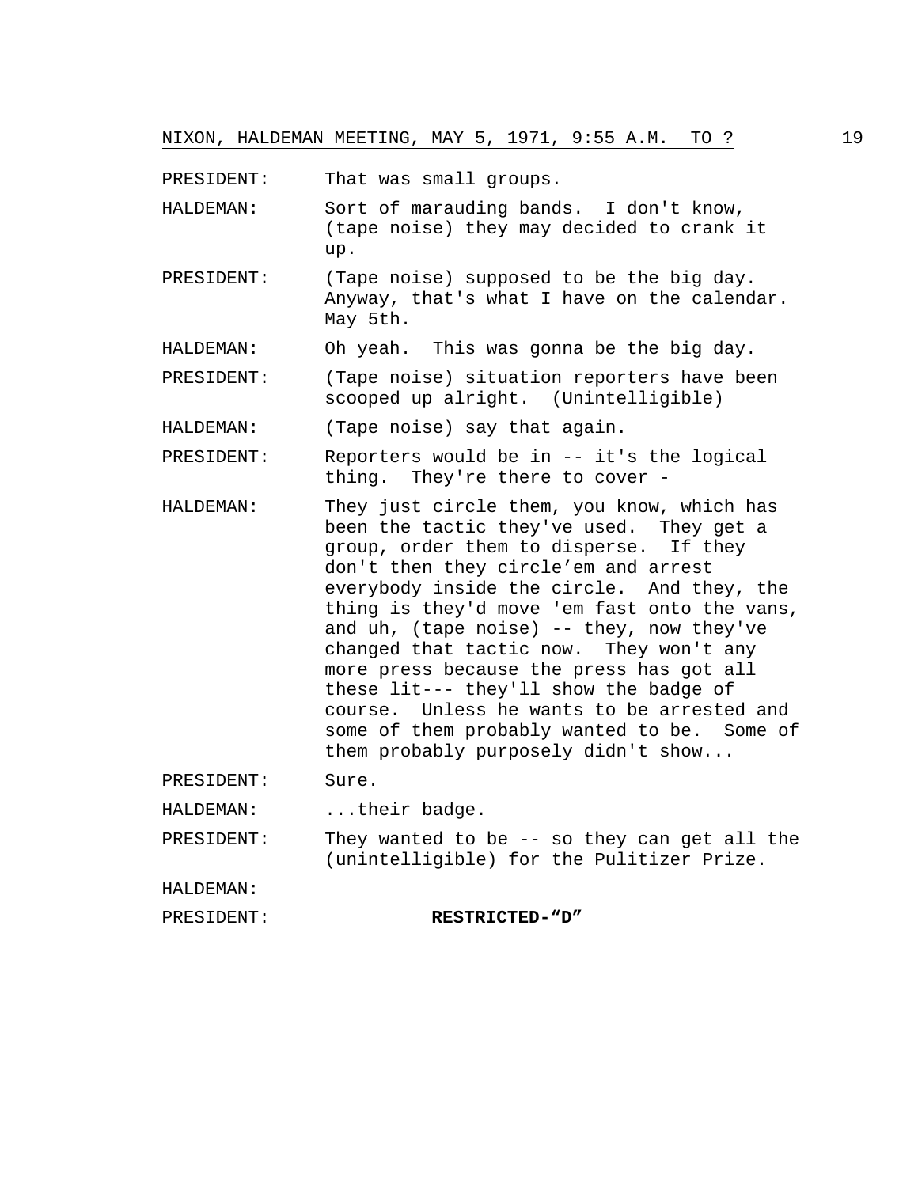PRESIDENT: That was small groups.

HALDEMAN: Sort of marauding bands. I don't know, (tape noise) they may decided to crank it up.

PRESIDENT: (Tape noise) supposed to be the big day. Anyway, that's what I have on the calendar. May 5th.

HALDEMAN: Oh yeah. This was gonna be the big day.

PRESIDENT: (Tape noise) situation reporters have been scooped up alright. (Unintelligible)

HALDEMAN: (Tape noise) say that again.

PRESIDENT: Reporters would be in -- it's the logical thing. They're there to cover -

HALDEMAN: They just circle them, you know, which has been the tactic they've used. They get a group, order them to disperse. If they don't then they circle'em and arrest everybody inside the circle. And they, the thing is they'd move 'em fast onto the vans, and uh, (tape noise) -- they, now they've changed that tactic now. They won't any more press because the press has got all these lit--- they'll show the badge of course. Unless he wants to be arrested and some of them probably wanted to be. Some of them probably purposely didn't show...

PRESIDENT: Sure.

HALDEMAN: ...their badge.

PRESIDENT: They wanted to be -- so they can get all the (unintelligible) for the Pulitzer Prize.

HALDEMAN:

PRESIDENT: **RESTRICTED-"D"**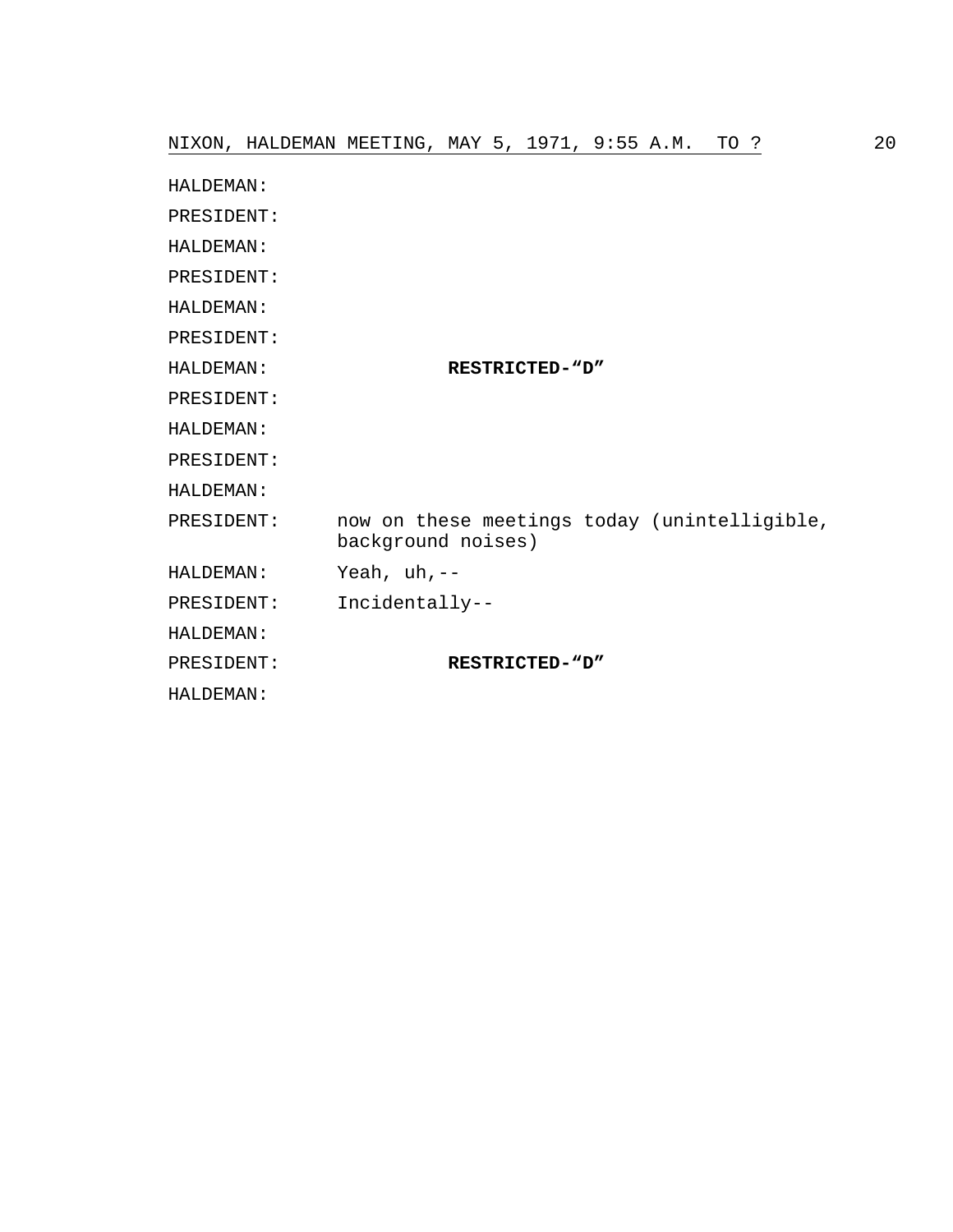HALDEMAN:

PRESIDENT:

HALDEMAN:

PRESIDENT:

HALDEMAN:

PRESIDENT:

HALDEMAN: **RESTRICTED-"D"**

PRESIDENT:

HALDEMAN:

PRESIDENT:

HALDEMAN:

PRESIDENT: now on these meetings today (unintelligible, background noises)

HALDEMAN: Yeah, uh,--

PRESIDENT: Incidentally--

HALDEMAN:

PRESIDENT: **RESTRICTED-"D"**

HALDEMAN: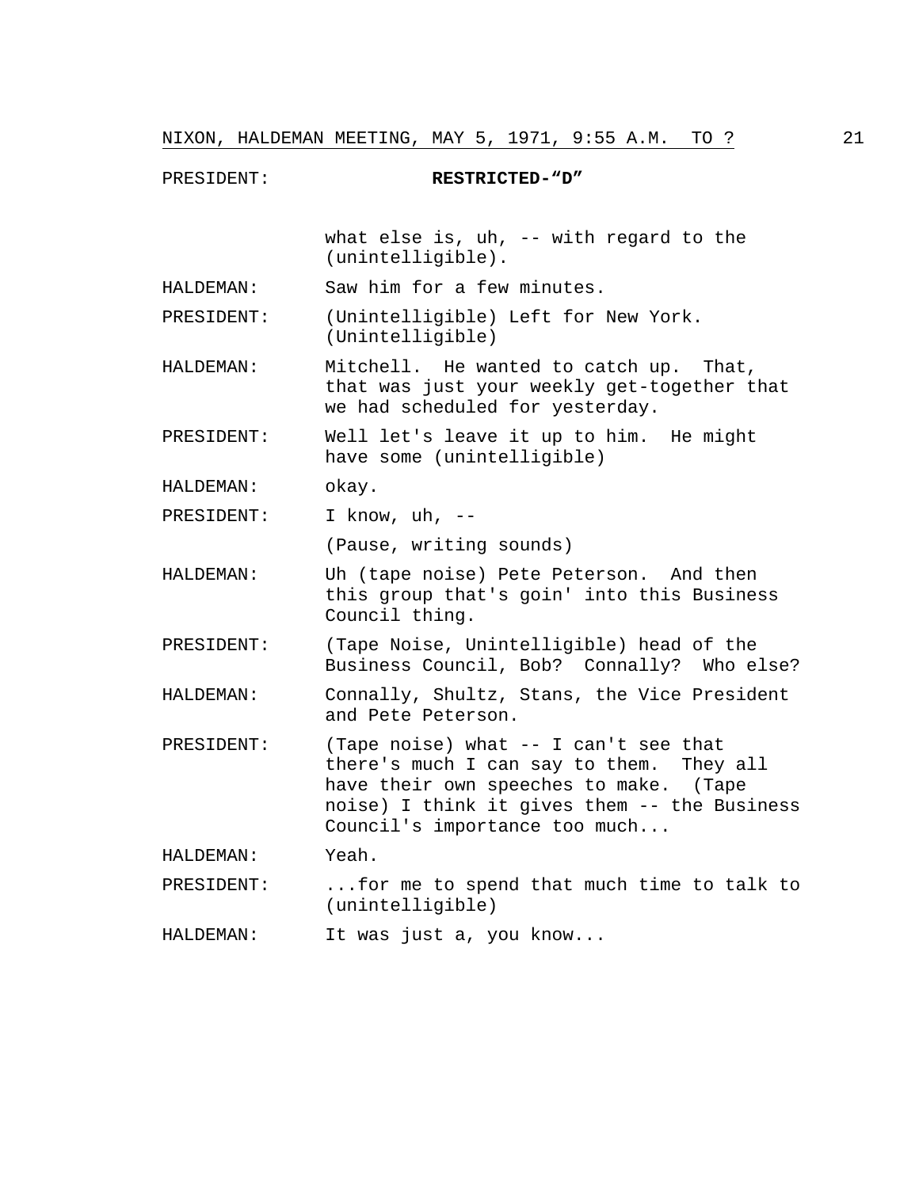PRESIDENT: **RESTRICTED-"D"**

what else is, uh, -- with regard to the (unintelligible).

HALDEMAN: Saw him for a few minutes.

PRESIDENT: (Unintelligible) Left for New York. (Unintelligible)

HALDEMAN: Mitchell. He wanted to catch up. That, that was just your weekly get-together that we had scheduled for yesterday.

PRESIDENT: Well let's leave it up to him. He might have some (unintelligible)

HALDEMAN: okay.

PRESIDENT: I know, uh, --

(Pause, writing sounds)

HALDEMAN: Uh (tape noise) Pete Peterson. And then this group that's goin' into this Business Council thing.

PRESIDENT: (Tape Noise, Unintelligible) head of the Business Council, Bob? Connally? Who else?

HALDEMAN: Connally, Shultz, Stans, the Vice President and Pete Peterson.

PRESIDENT: (Tape noise) what -- I can't see that there's much I can say to them. They all have their own speeches to make. (Tape noise) I think it gives them -- the Business Council's importance too much...

HALDEMAN: Yeah.

PRESIDENT: ...for me to spend that much time to talk to (unintelligible)

HALDEMAN: It was just a, you know...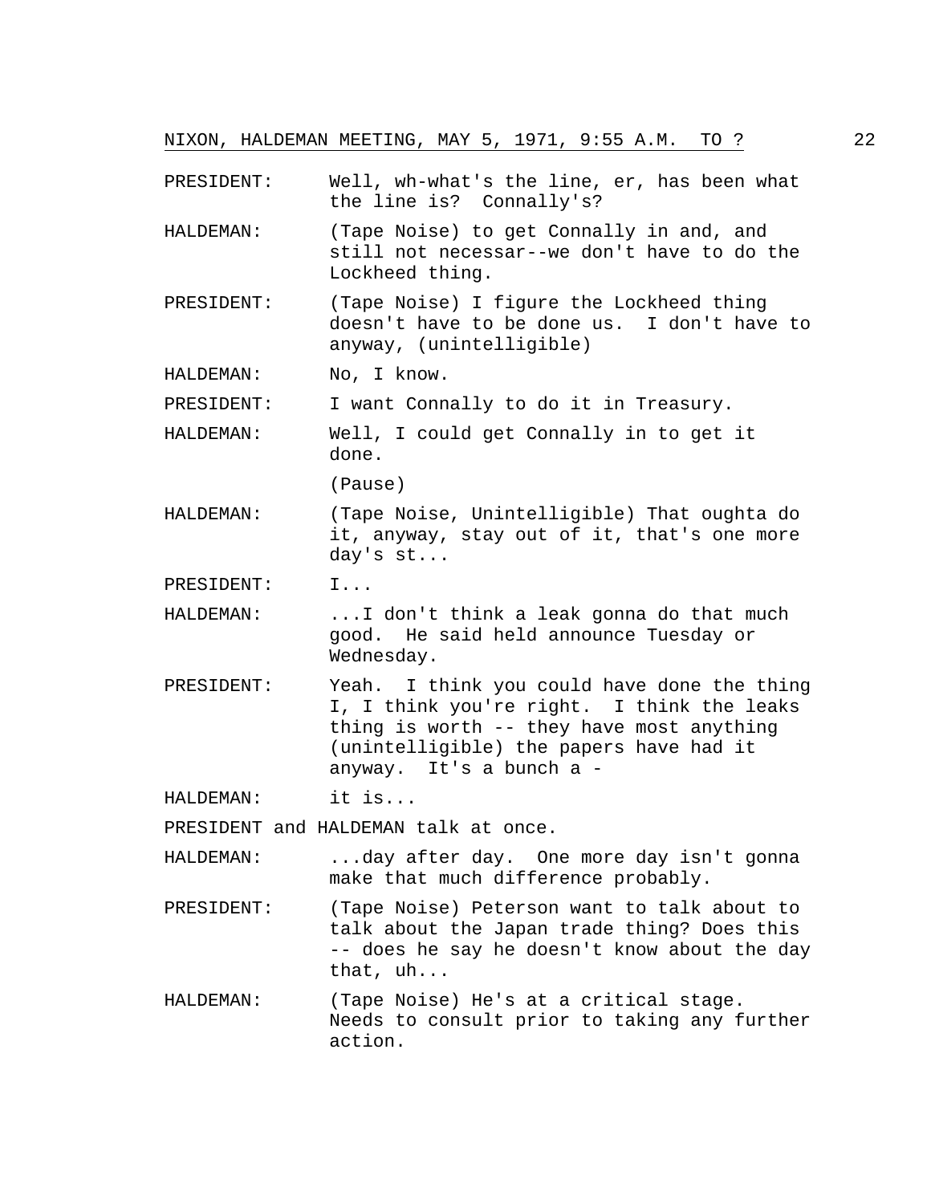PRESIDENT: Well, wh-what's the line, er, has been what the line is? Connally's?

HALDEMAN: (Tape Noise) to get Connally in and, and still not necessar--we don't have to do the Lockheed thing.

PRESIDENT: (Tape Noise) I figure the Lockheed thing doesn't have to be done us. I don't have to anyway, (unintelligible)

HALDEMAN: No, I know.

PRESIDENT: I want Connally to do it in Treasury.

HALDEMAN: Well, I could get Connally in to get it done.

(Pause)

HALDEMAN: (Tape Noise, Unintelligible) That oughta do it, anyway, stay out of it, that's one more day's st...

PRESIDENT: I...

HALDEMAN: ...I don't think a leak gonna do that much good. He said held announce Tuesday or Wednesday.

PRESIDENT: Yeah. I think you could have done the thing I, I think you're right. I think the leaks thing is worth -- they have most anything (unintelligible) the papers have had it anyway. It's a bunch a -

HALDEMAN: it is...

PRESIDENT and HALDEMAN talk at once.

HALDEMAN: ...day after day. One more day isn't gonna make that much difference probably.

PRESIDENT: (Tape Noise) Peterson want to talk about to talk about the Japan trade thing? Does this -- does he say he doesn't know about the day that, uh...

HALDEMAN: (Tape Noise) He's at a critical stage. Needs to consult prior to taking any further action.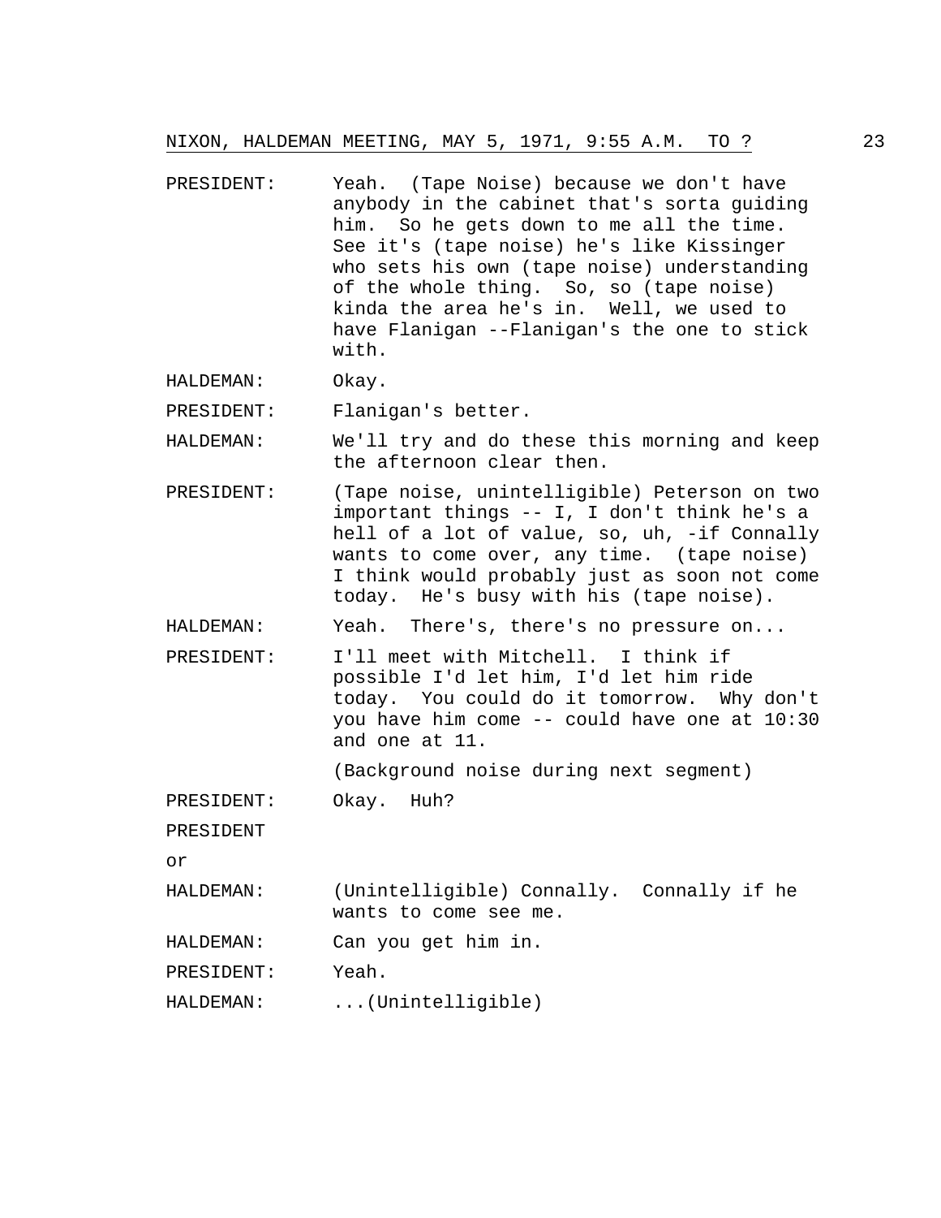PRESIDENT: Yeah. (Tape Noise) because we don't have anybody in the cabinet that's sorta guiding him. So he gets down to me all the time. See it's (tape noise) he's like Kissinger who sets his own (tape noise) understanding of the whole thing. So, so (tape noise) kinda the area he's in. Well, we used to have Flanigan --Flanigan's the one to stick with.

HALDEMAN: Okay.

PRESIDENT: Flanigan's better.

HALDEMAN: We'll try and do these this morning and keep the afternoon clear then.

PRESIDENT: (Tape noise, unintelligible) Peterson on two important things -- I, I don't think he's a hell of a lot of value, so, uh, -if Connally wants to come over, any time. (tape noise) I think would probably just as soon not come today. He's busy with his (tape noise).

HALDEMAN: Yeah. There's, there's no pressure on...

PRESIDENT: I'll meet with Mitchell. I think if possible I'd let him, I'd let him ride today. You could do it tomorrow. Why don't you have him come -- could have one at 10:30 and one at 11.

(Background noise during next segment)

PRESIDENT: Okay. Huh?

PRESIDENT
or
HALDEMAN: (Unintelligible) Connally. Connally if he wants to come see me.

HALDEMAN: Can you get him in.

PRESIDENT: Yeah.

HALDEMAN: ...(Unintelligible)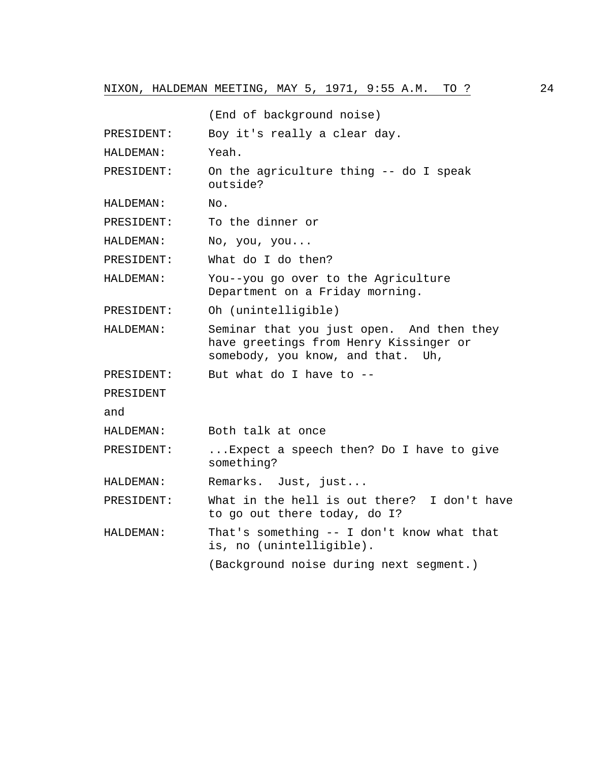(End of background noise)

PRESIDENT: Boy it's really a clear day.

HALDEMAN: Yeah.

PRESIDENT: On the agriculture thing -- do I speak outside?

HALDEMAN: No.

PRESIDENT: To the dinner or

HALDEMAN: No, you, you...

PRESIDENT: What do I do then?

HALDEMAN: You--you go over to the Agriculture Department on a Friday morning.

PRESIDENT: Oh (unintelligible)

HALDEMAN: Seminar that you just open. And then they have greetings from Henry Kissinger or somebody, you know, and that. Uh,

PRESIDENT: But what do I have to --

PRESIDENT and HALDEMAN: Both talk at once

PRESIDENT: ...Expect a speech then? Do I have to give something?

HALDEMAN: Remarks. Just, just...

PRESIDENT: What in the hell is out there? I don't have to go out there today, do I?

HALDEMAN: That's something -- I don't know what that is, no (unintelligible).

(Background noise during next segment.)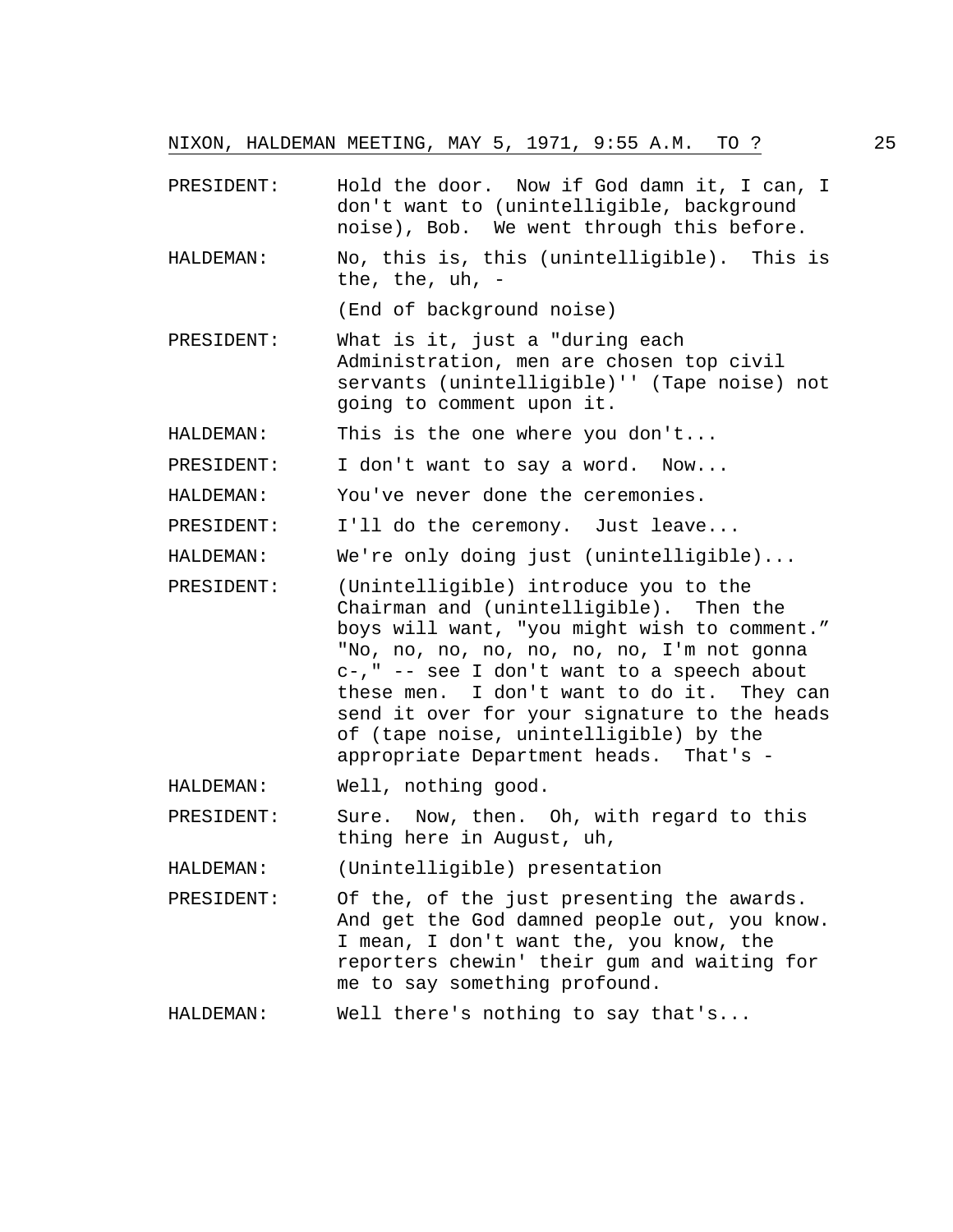PRESIDENT: Hold the door. Now if God damn it, I can, I don't want to (unintelligible, background noise), Bob. We went through this before.

HALDEMAN: No, this is, this (unintelligible). This is the, the, uh, -

(End of background noise)

PRESIDENT: What is it, just a "during each Administration, men are chosen top civil servants (unintelligible)'' (Tape noise) not going to comment upon it.

HALDEMAN: This is the one where you don't...

PRESIDENT: I don't want to say a word. Now...

HALDEMAN: You've never done the ceremonies.

PRESIDENT: I'll do the ceremony. Just leave...

HALDEMAN: We're only doing just (unintelligible)...

PRESIDENT: (Unintelligible) introduce you to the Chairman and (unintelligible). Then the boys will want, "you might wish to comment." "No, no, no, no, no, no, no, I'm not gonna c-," -- see I don't want to a speech about these men. I don't want to do it. They can send it over for your signature to the heads of (tape noise, unintelligible) by the appropriate Department heads. That's -

HALDEMAN: Well, nothing good.

PRESIDENT: Sure. Now, then. Oh, with regard to this thing here in August, uh,

HALDEMAN: (Unintelligible) presentation

PRESIDENT: Of the, of the just presenting the awards. And get the God damned people out, you know. I mean, I don't want the, you know, the reporters chewin' their gum and waiting for me to say something profound.

HALDEMAN: Well there's nothing to say that's...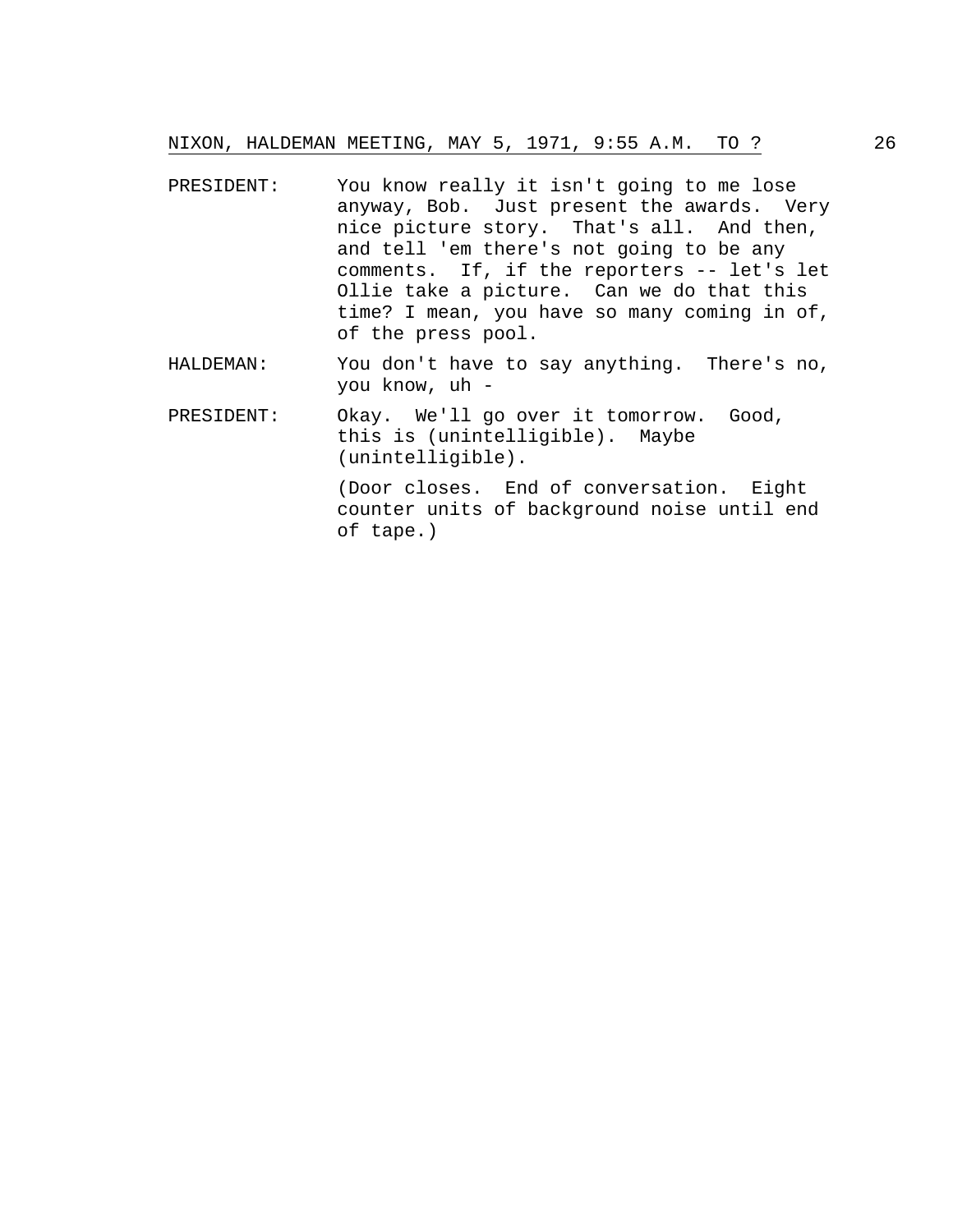PRESIDENT: You know really it isn't going to me lose anyway, Bob. Just present the awards. Very nice picture story. That's all. And then, and tell 'em there's not going to be any comments. If, if the reporters -- let's let Ollie take a picture. Can we do that this time? I mean, you have so many coming in of, of the press pool.

HALDEMAN: You don't have to say anything. There's no, you know, uh -

PRESIDENT: Okay. We'll go over it tomorrow. Good, this is (unintelligible). Maybe (unintelligible).

(Door closes. End of conversation. Eight counter units of background noise until end of tape.)